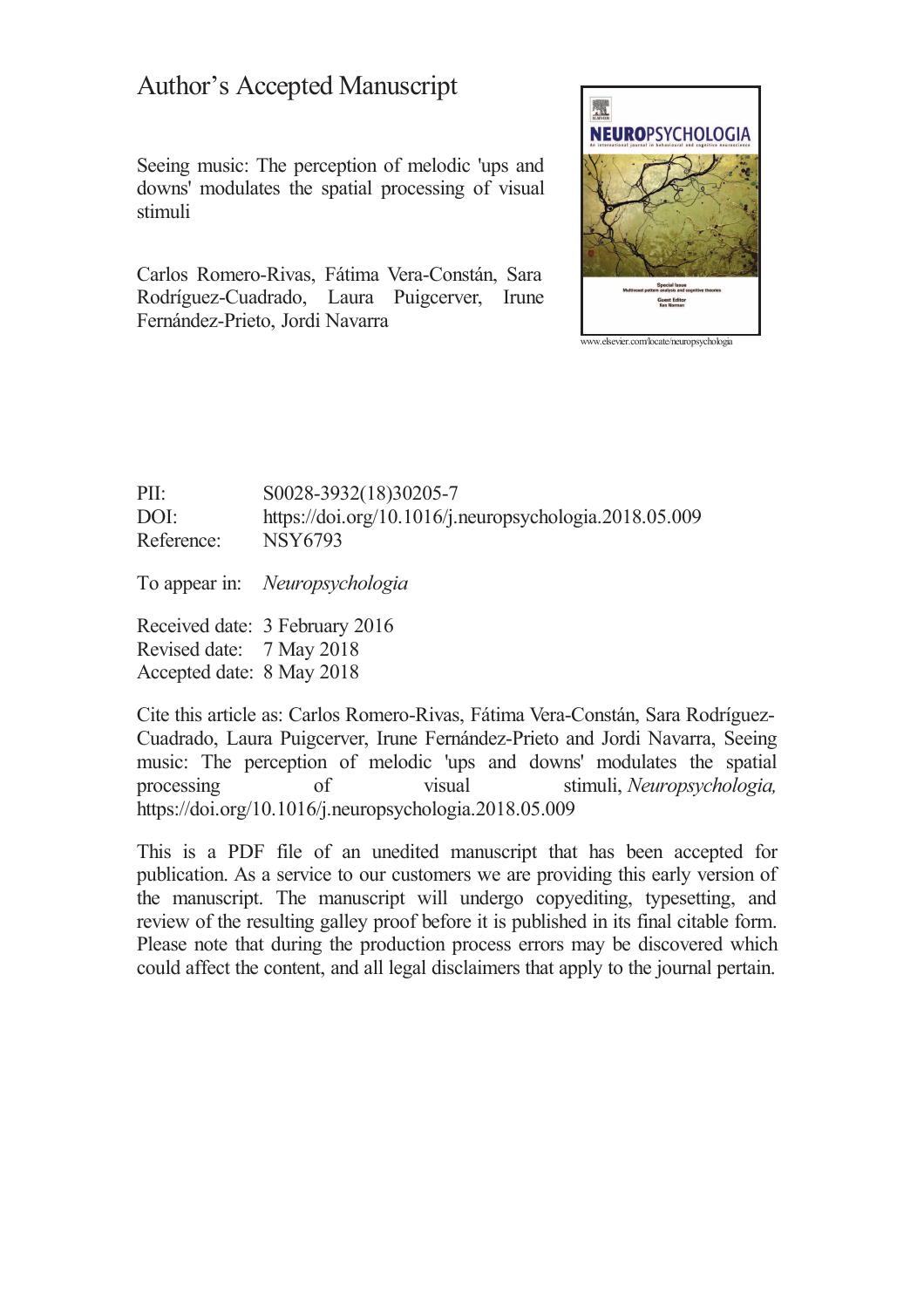# Author's Accepted Manuscript

Seeing music: The perception of melodic 'ups and downs' modulates the spatial processing of visual stimuli

Carlos Romero-Rivas, Fátima Vera-Constán, Sara Rodríguez-Cuadrado, Laura Puigcerver, Irune Fernández-Prieto, Jordi Navarra

www.elsevier.com/locate/neuropsychologia

PII: S0028-3932(18)30205-7
DOI: https://doi.org/10.1016/j.neuropsychologia.2018.05.009
Reference: NSY6793

To appear in: *Neuropsychologia*

Received date: 3 February 2016
Revised date: 7 May 2018
Accepted date: 8 May 2018

Cite this article as: Carlos Romero-Rivas, Fátima Vera-Constán, Sara Rodríguez-Cuadrado, Laura Puigcerver, Irune Fernández-Prieto and Jordi Navarra, Seeing music: The perception of melodic 'ups and downs' modulates the spatial processing of visual stimuli, *Neuropsychologia,* https://doi.org/10.1016/j.neuropsychologia.2018.05.009

This is a PDF file of an unedited manuscript that has been accepted for publication. As a service to our customers we are providing this early version of the manuscript. The manuscript will undergo copyediting, typesetting, and review of the resulting galley proof before it is published in its final citable form. Please note that during the production process errors may be discovered which could affect the content, and all legal disclaimers that apply to the journal pertain.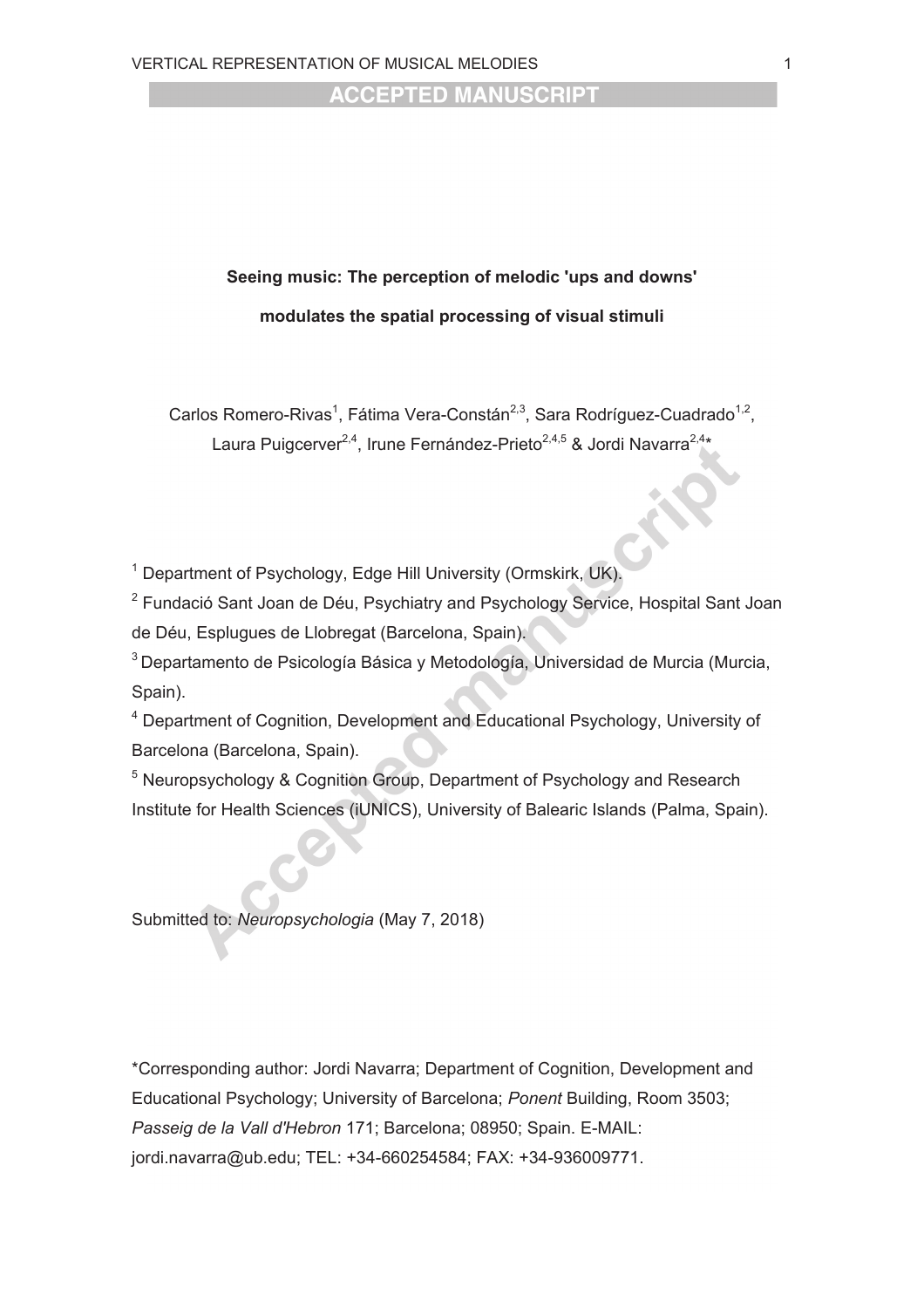**Seeing music: The perception of melodic 'ups and downs' modulates the spatial processing of visual stimuli**

Carlos Romero-Rivas[1], Fátima Vera-Constán[2,3], Sara Rodríguez-Cuadrado[1,2], Laura Puigcerver[2,4], Irune Fernández-Prieto[2,4,5] & Jordi Navarra[2,4]*

[1] Department of Psychology, Edge Hill University (Ormskirk, UK).

[2] Fundació Sant Joan de Déu, Psychiatry and Psychology Service, Hospital Sant Joan de Déu, Esplugues de Llobregat (Barcelona, Spain).

[3] Departamento de Psicología Básica y Metodología, Universidad de Murcia (Murcia, Spain).

[4] Department of Cognition, Development and Educational Psychology, University of Barcelona (Barcelona, Spain).

[5] Neuropsychology & Cognition Group, Department of Psychology and Research Institute for Health Sciences (iUNICS), University of Balearic Islands (Palma, Spain).

Submitted to: *Neuropsychologia* (May 7, 2018)

*Corresponding author: Jordi Navarra; Department of Cognition, Development and Educational Psychology; University of Barcelona; *Ponent* Building, Room 3503; *Passeig de la Vall d'Hebron* 171; Barcelona; 08950; Spain. E-MAIL: jordi.navarra@ub.edu; TEL: +34-660254584; FAX: +34-936009771.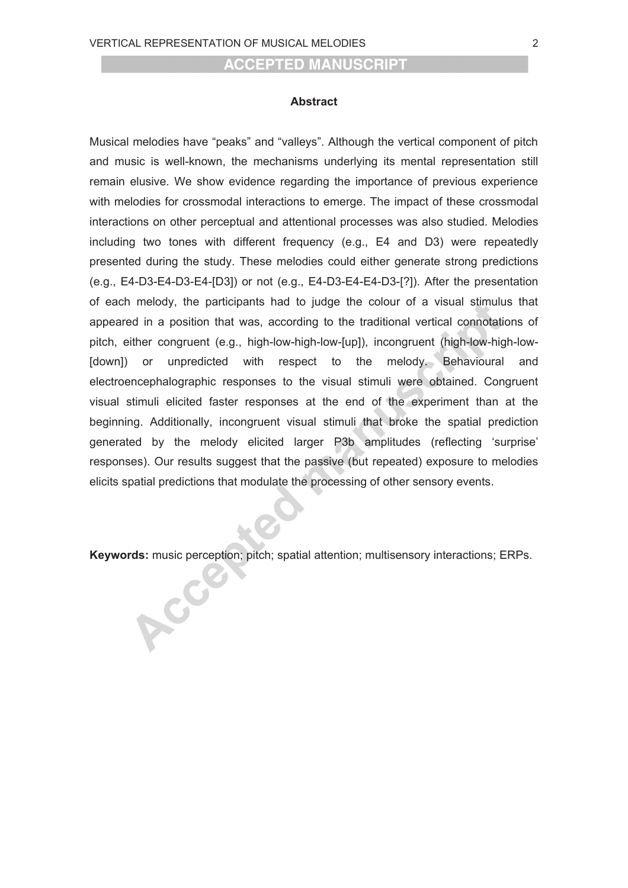## Abstract

Musical melodies have "peaks" and "valleys". Although the vertical component of pitch and music is well-known, the mechanisms underlying its mental representation still remain elusive. We show evidence regarding the importance of previous experience with melodies for crossmodal interactions to emerge. The impact of these crossmodal interactions on other perceptual and attentional processes was also studied. Melodies including two tones with different frequency (e.g., E4 and D3) were repeatedly presented during the study. These melodies could either generate strong predictions (e.g., E4-D3-E4-D3-E4-[D3]) or not (e.g., E4-D3-E4-E4-D3-[?]). After the presentation of each melody, the participants had to judge the colour of a visual stimulus that appeared in a position that was, according to the traditional vertical connotations of pitch, either congruent (e.g., high-low-high-low-[up]), incongruent (high-low-high-low-[down]) or unpredicted with respect to the melody. Behavioural and electroencephalographic responses to the visual stimuli were obtained. Congruent visual stimuli elicited faster responses at the end of the experiment than at the beginning. Additionally, incongruent visual stimuli that broke the spatial prediction generated by the melody elicited larger P3b amplitudes (reflecting 'surprise' responses). Our results suggest that the passive (but repeated) exposure to melodies elicits spatial predictions that modulate the processing of other sensory events.

**Keywords:** music perception; pitch; spatial attention; multisensory interactions; ERPs.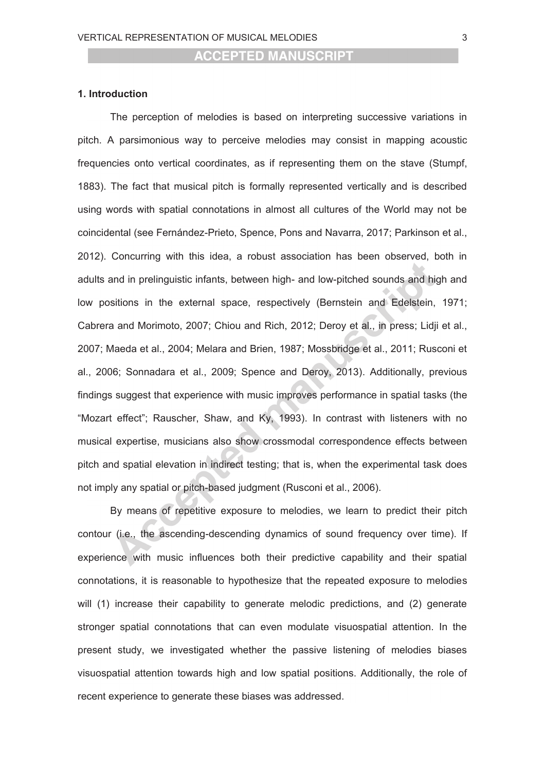## 1. Introduction

The perception of melodies is based on interpreting successive variations in pitch. A parsimonious way to perceive melodies may consist in mapping acoustic frequencies onto vertical coordinates, as if representing them on the stave (Stumpf, 1883). The fact that musical pitch is formally represented vertically and is described using words with spatial connotations in almost all cultures of the World may not be coincidental (see Fernández-Prieto, Spence, Pons and Navarra, 2017; Parkinson et al., 2012). Concurring with this idea, a robust association has been observed, both in adults and in prelinguistic infants, between high- and low-pitched sounds and high and low positions in the external space, respectively (Bernstein and Edelstein, 1971; Cabrera and Morimoto, 2007; Chiou and Rich, 2012; Deroy et al., in press; Lidji et al., 2007; Maeda et al., 2004; Melara and Brien, 1987; Mossbridge et al., 2011; Rusconi et al., 2006; Sonnadara et al., 2009; Spence and Deroy, 2013). Additionally, previous findings suggest that experience with music improves performance in spatial tasks (the "Mozart effect"; Rauscher, Shaw, and Ky, 1993). In contrast with listeners with no musical expertise, musicians also show crossmodal correspondence effects between pitch and spatial elevation in indirect testing; that is, when the experimental task does not imply any spatial or pitch-based judgment (Rusconi et al., 2006).

By means of repetitive exposure to melodies, we learn to predict their pitch contour (i.e., the ascending-descending dynamics of sound frequency over time). If experience with music influences both their predictive capability and their spatial connotations, it is reasonable to hypothesize that the repeated exposure to melodies will (1) increase their capability to generate melodic predictions, and (2) generate stronger spatial connotations that can even modulate visuospatial attention. In the present study, we investigated whether the passive listening of melodies biases visuospatial attention towards high and low spatial positions. Additionally, the role of recent experience to generate these biases was addressed.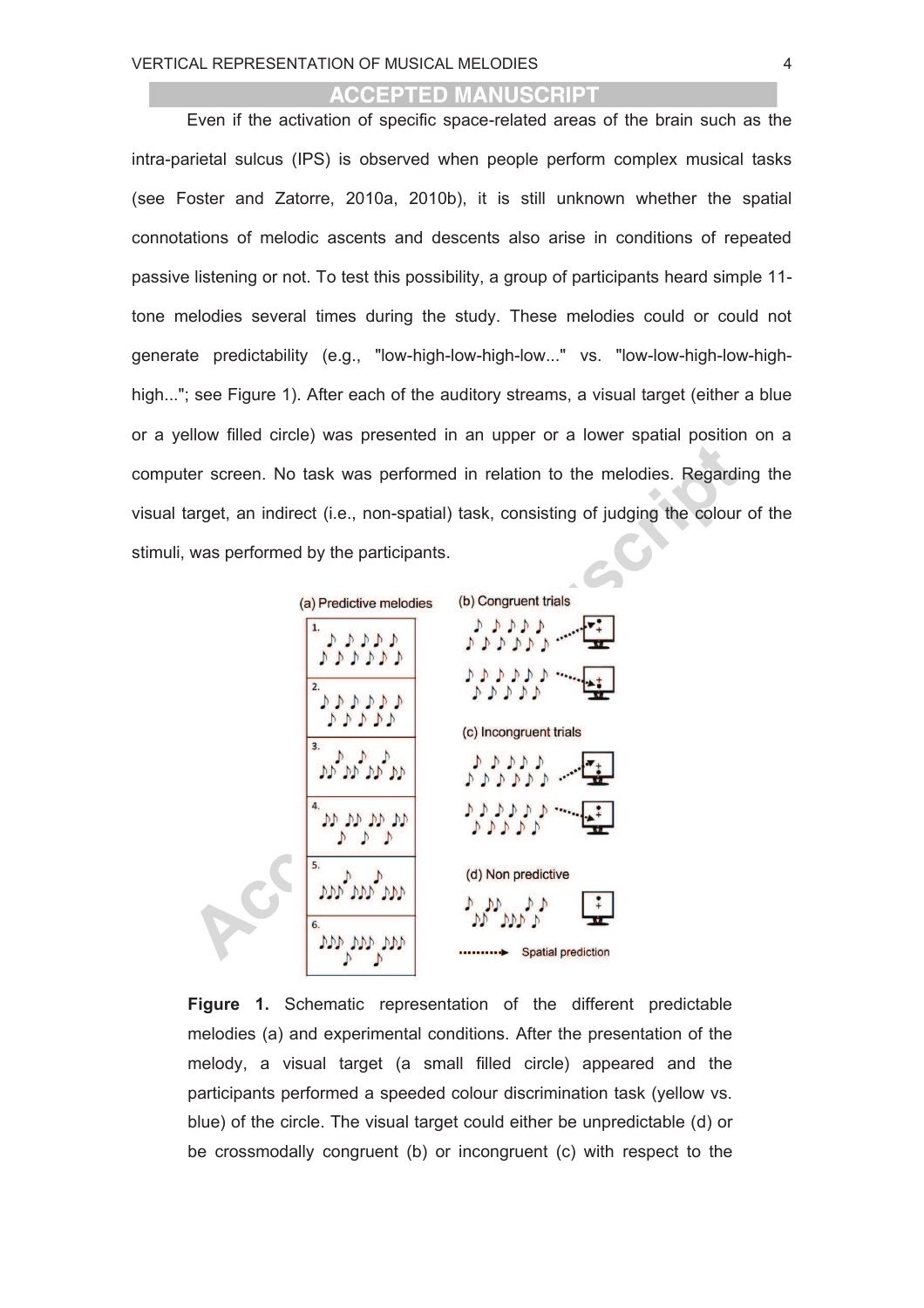Even if the activation of specific space-related areas of the brain such as the intra-parietal sulcus (IPS) is observed when people perform complex musical tasks (see Foster and Zatorre, 2010a, 2010b), it is still unknown whether the spatial connotations of melodic ascents and descents also arise in conditions of repeated passive listening or not. To test this possibility, a group of participants heard simple 11-tone melodies several times during the study. These melodies could or could not generate predictability (e.g., "low-high-low-high-low..." vs. "low-low-high-low-high-high..."; see Figure 1). After each of the auditory streams, a visual target (either a blue or a yellow filled circle) was presented in an upper or a lower spatial position on a computer screen. No task was performed in relation to the melodies. Regarding the visual target, an indirect (i.e., non-spatial) task, consisting of judging the colour of the stimuli, was performed by the participants.

**Figure 1.** Schematic representation of the different predictable melodies (a) and experimental conditions. After the presentation of the melody, a visual target (a small filled circle) appeared and the participants performed a speeded colour discrimination task (yellow vs. blue) of the circle. The visual target could either be unpredictable (d) or be crossmodally congruent (b) or incongruent (c) with respect to the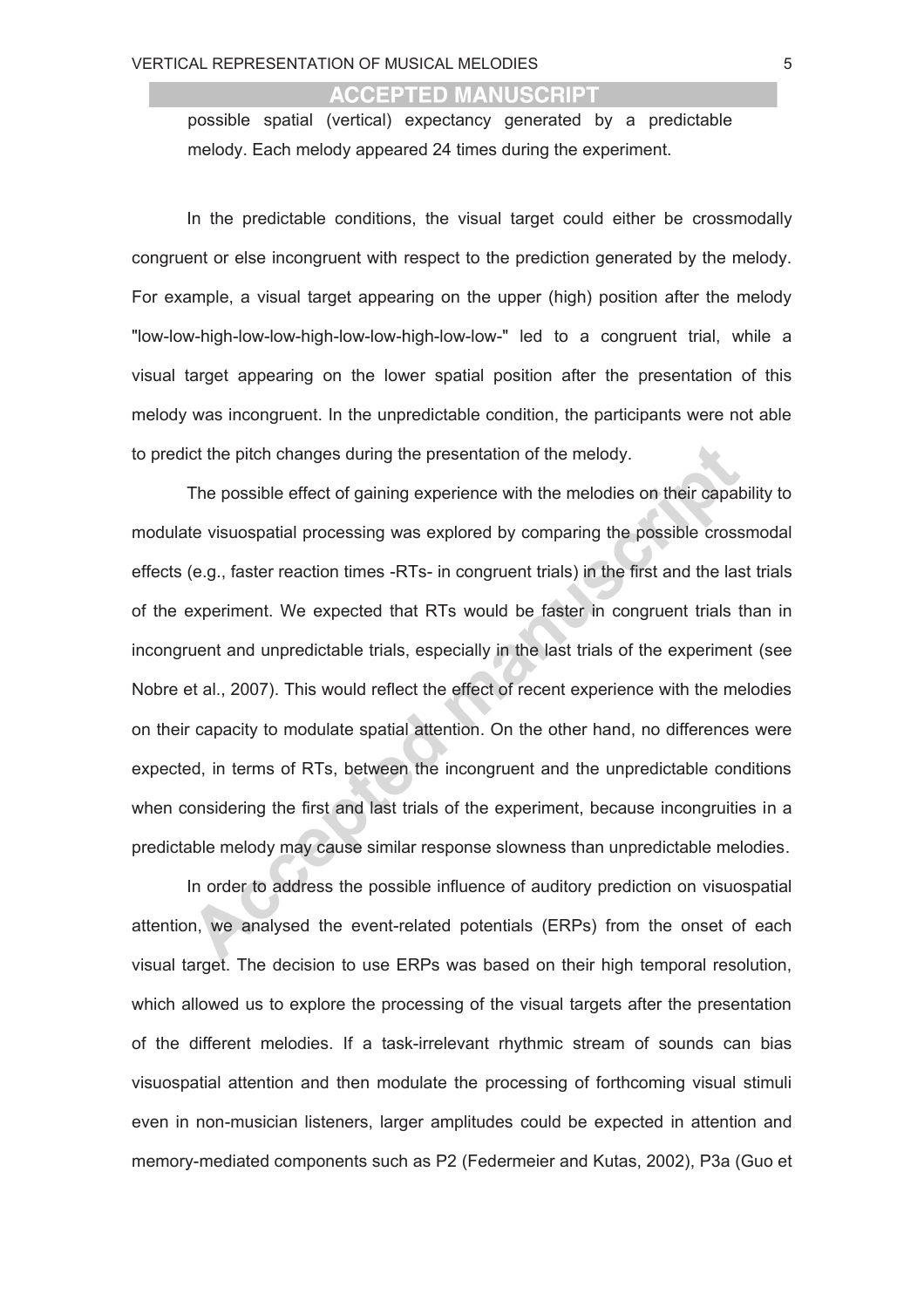possible spatial (vertical) expectancy generated by a predictable melody. Each melody appeared 24 times during the experiment.

In the predictable conditions, the visual target could either be crossmodally congruent or else incongruent with respect to the prediction generated by the melody. For example, a visual target appearing on the upper (high) position after the melody "low-low-high-low-low-high-low-low-high-low-low-" led to a congruent trial, while a visual target appearing on the lower spatial position after the presentation of this melody was incongruent. In the unpredictable condition, the participants were not able to predict the pitch changes during the presentation of the melody.

The possible effect of gaining experience with the melodies on their capability to modulate visuospatial processing was explored by comparing the possible crossmodal effects (e.g., faster reaction times -RTs- in congruent trials) in the first and the last trials of the experiment. We expected that RTs would be faster in congruent trials than in incongruent and unpredictable trials, especially in the last trials of the experiment (see Nobre et al., 2007). This would reflect the effect of recent experience with the melodies on their capacity to modulate spatial attention. On the other hand, no differences were expected, in terms of RTs, between the incongruent and the unpredictable conditions when considering the first and last trials of the experiment, because incongruities in a predictable melody may cause similar response slowness than unpredictable melodies.

In order to address the possible influence of auditory prediction on visuospatial attention, we analysed the event-related potentials (ERPs) from the onset of each visual target. The decision to use ERPs was based on their high temporal resolution, which allowed us to explore the processing of the visual targets after the presentation of the different melodies. If a task-irrelevant rhythmic stream of sounds can bias visuospatial attention and then modulate the processing of forthcoming visual stimuli even in non-musician listeners, larger amplitudes could be expected in attention and memory-mediated components such as P2 (Federmeier and Kutas, 2002), P3a (Guo et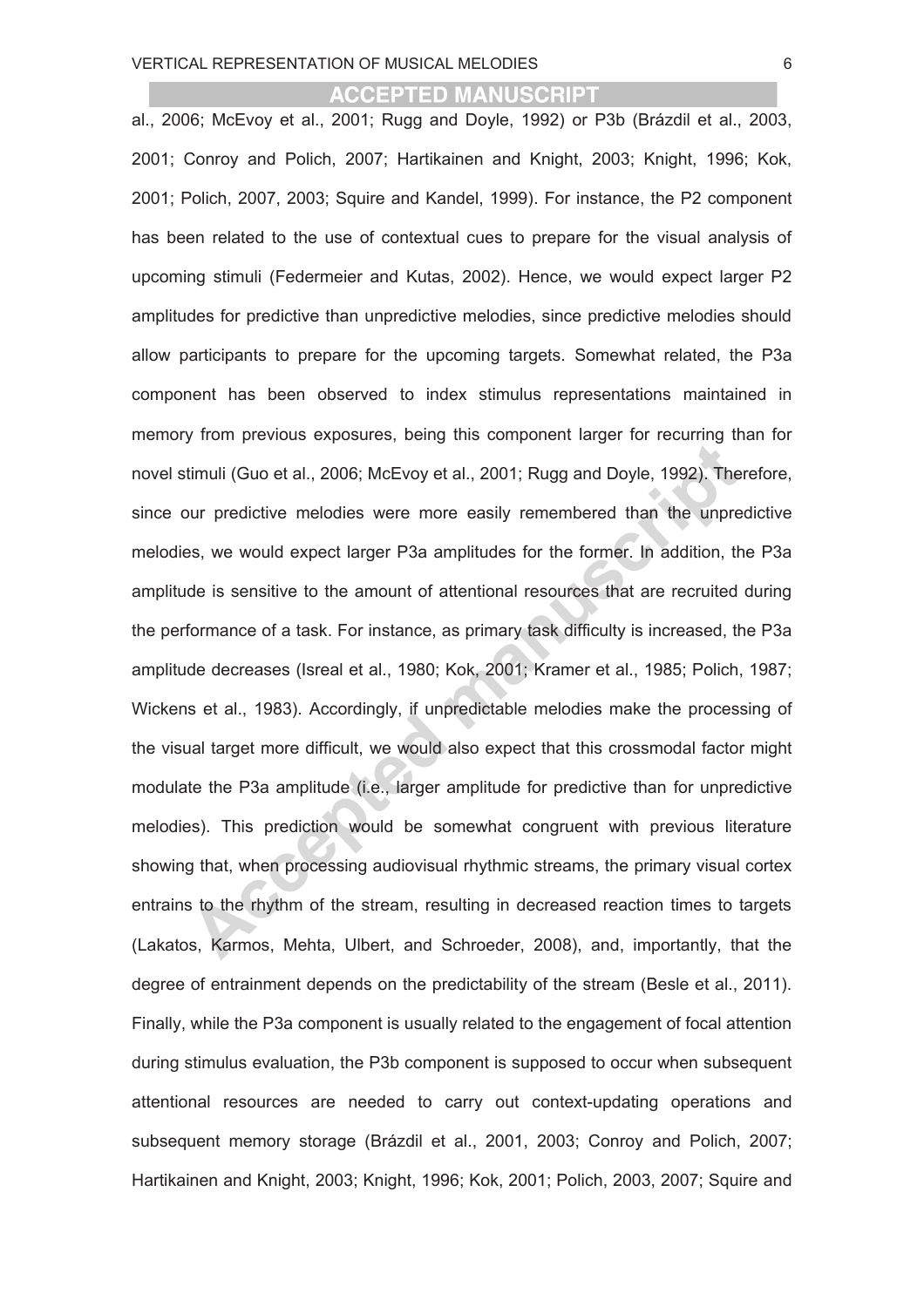al., 2006; McEvoy et al., 2001; Rugg and Doyle, 1992) or P3b (Brázdil et al., 2003, 2001; Conroy and Polich, 2007; Hartikainen and Knight, 2003; Knight, 1996; Kok, 2001; Polich, 2007, 2003; Squire and Kandel, 1999). For instance, the P2 component has been related to the use of contextual cues to prepare for the visual analysis of upcoming stimuli (Federmeier and Kutas, 2002). Hence, we would expect larger P2 amplitudes for predictive than unpredictive melodies, since predictive melodies should allow participants to prepare for the upcoming targets. Somewhat related, the P3a component has been observed to index stimulus representations maintained in memory from previous exposures, being this component larger for recurring than for novel stimuli (Guo et al., 2006; McEvoy et al., 2001; Rugg and Doyle, 1992). Therefore, since our predictive melodies were more easily remembered than the unpredictive melodies, we would expect larger P3a amplitudes for the former. In addition, the P3a amplitude is sensitive to the amount of attentional resources that are recruited during the performance of a task. For instance, as primary task difficulty is increased, the P3a amplitude decreases (Isreal et al., 1980; Kok, 2001; Kramer et al., 1985; Polich, 1987; Wickens et al., 1983). Accordingly, if unpredictable melodies make the processing of the visual target more difficult, we would also expect that this crossmodal factor might modulate the P3a amplitude (i.e., larger amplitude for predictive than for unpredictive melodies). This prediction would be somewhat congruent with previous literature showing that, when processing audiovisual rhythmic streams, the primary visual cortex entrains to the rhythm of the stream, resulting in decreased reaction times to targets (Lakatos, Karmos, Mehta, Ulbert, and Schroeder, 2008), and, importantly, that the degree of entrainment depends on the predictability of the stream (Besle et al., 2011). Finally, while the P3a component is usually related to the engagement of focal attention during stimulus evaluation, the P3b component is supposed to occur when subsequent attentional resources are needed to carry out context-updating operations and subsequent memory storage (Brázdil et al., 2001, 2003; Conroy and Polich, 2007; Hartikainen and Knight, 2003; Knight, 1996; Kok, 2001; Polich, 2003, 2007; Squire and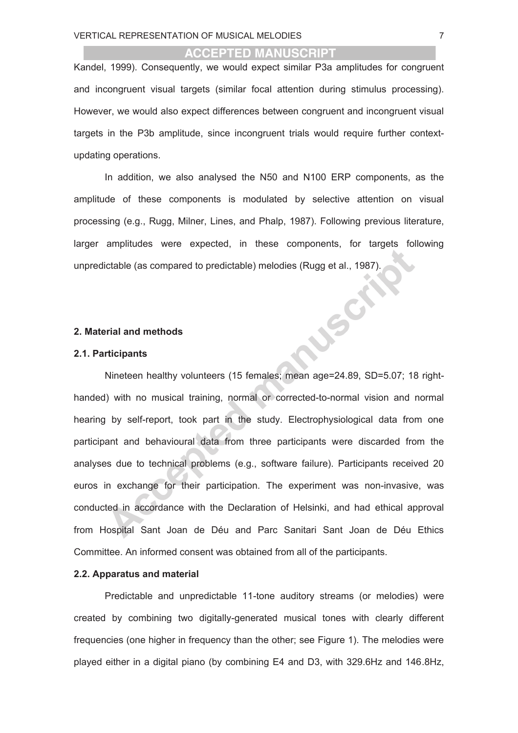Kandel, 1999). Consequently, we would expect similar P3a amplitudes for congruent and incongruent visual targets (similar focal attention during stimulus processing). However, we would also expect differences between congruent and incongruent visual targets in the P3b amplitude, since incongruent trials would require further context-updating operations.

In addition, we also analysed the N50 and N100 ERP components, as the amplitude of these components is modulated by selective attention on visual processing (e.g., Rugg, Milner, Lines, and Phalp, 1987). Following previous literature, larger amplitudes were expected, in these components, for targets following unpredictable (as compared to predictable) melodies (Rugg et al., 1987).

## 2. Material and methods

### 2.1. Participants

Nineteen healthy volunteers (15 females; mean age=24.89, SD=5.07; 18 right-handed) with no musical training, normal or corrected-to-normal vision and normal hearing by self-report, took part in the study. Electrophysiological data from one participant and behavioural data from three participants were discarded from the analyses due to technical problems (e.g., software failure). Participants received 20 euros in exchange for their participation. The experiment was non-invasive, was conducted in accordance with the Declaration of Helsinki, and had ethical approval from Hospital Sant Joan de Déu and Parc Sanitari Sant Joan de Déu Ethics Committee. An informed consent was obtained from all of the participants.

### 2.2. Apparatus and material

Predictable and unpredictable 11-tone auditory streams (or melodies) were created by combining two digitally-generated musical tones with clearly different frequencies (one higher in frequency than the other; see Figure 1). The melodies were played either in a digital piano (by combining E4 and D3, with 329.6Hz and 146.8Hz,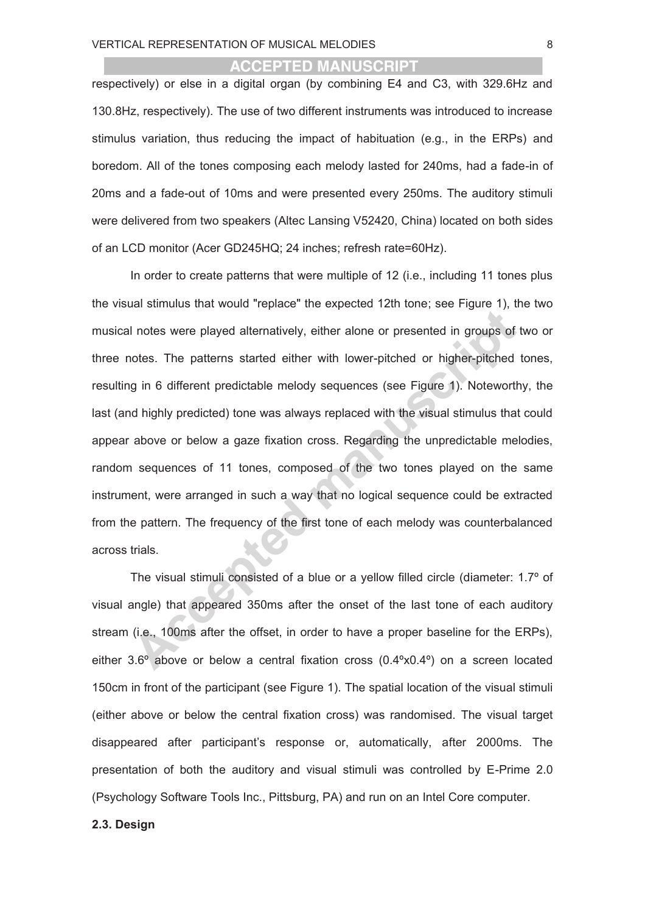respectively) or else in a digital organ (by combining E4 and C3, with 329.6Hz and 130.8Hz, respectively). The use of two different instruments was introduced to increase stimulus variation, thus reducing the impact of habituation (e.g., in the ERPs) and boredom. All of the tones composing each melody lasted for 240ms, had a fade-in of 20ms and a fade-out of 10ms and were presented every 250ms. The auditory stimuli were delivered from two speakers (Altec Lansing V52420, China) located on both sides of an LCD monitor (Acer GD245HQ; 24 inches; refresh rate=60Hz).

In order to create patterns that were multiple of 12 (i.e., including 11 tones plus the visual stimulus that would "replace" the expected 12th tone; see Figure 1), the two musical notes were played alternatively, either alone or presented in groups of two or three notes. The patterns started either with lower-pitched or higher-pitched tones, resulting in 6 different predictable melody sequences (see Figure 1). Noteworthy, the last (and highly predicted) tone was always replaced with the visual stimulus that could appear above or below a gaze fixation cross. Regarding the unpredictable melodies, random sequences of 11 tones, composed of the two tones played on the same instrument, were arranged in such a way that no logical sequence could be extracted from the pattern. The frequency of the first tone of each melody was counterbalanced across trials.

The visual stimuli consisted of a blue or a yellow filled circle (diameter: 1.7º of visual angle) that appeared 350ms after the onset of the last tone of each auditory stream (i.e., 100ms after the offset, in order to have a proper baseline for the ERPs), either 3.6º above or below a central fixation cross (0.4ºx0.4º) on a screen located 150cm in front of the participant (see Figure 1). The spatial location of the visual stimuli (either above or below the central fixation cross) was randomised. The visual target disappeared after participant's response or, automatically, after 2000ms. The presentation of both the auditory and visual stimuli was controlled by E-Prime 2.0 (Psychology Software Tools Inc., Pittsburg, PA) and run on an Intel Core computer.

### 2.3. Design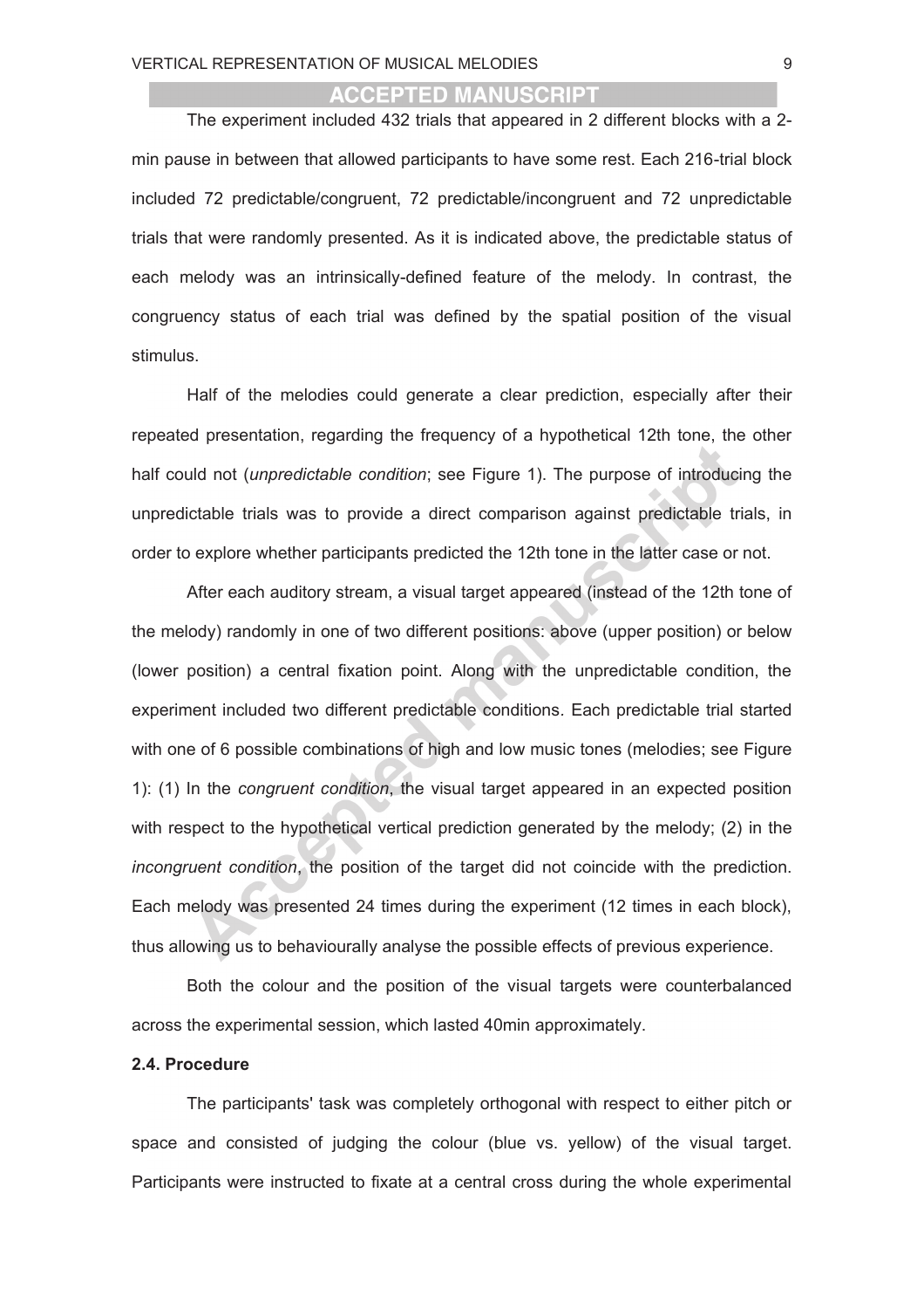The experiment included 432 trials that appeared in 2 different blocks with a 2-min pause in between that allowed participants to have some rest. Each 216-trial block included 72 predictable/congruent, 72 predictable/incongruent and 72 unpredictable trials that were randomly presented. As it is indicated above, the predictable status of each melody was an intrinsically-defined feature of the melody. In contrast, the congruency status of each trial was defined by the spatial position of the visual stimulus.

Half of the melodies could generate a clear prediction, especially after their repeated presentation, regarding the frequency of a hypothetical 12th tone, the other half could not (*unpredictable condition*; see Figure 1). The purpose of introducing the unpredictable trials was to provide a direct comparison against predictable trials, in order to explore whether participants predicted the 12th tone in the latter case or not.

After each auditory stream, a visual target appeared (instead of the 12th tone of the melody) randomly in one of two different positions: above (upper position) or below (lower position) a central fixation point. Along with the unpredictable condition, the experiment included two different predictable conditions. Each predictable trial started with one of 6 possible combinations of high and low music tones (melodies; see Figure 1): (1) In the *congruent condition*, the visual target appeared in an expected position with respect to the hypothetical vertical prediction generated by the melody; (2) in the *incongruent condition*, the position of the target did not coincide with the prediction. Each melody was presented 24 times during the experiment (12 times in each block), thus allowing us to behaviourally analyse the possible effects of previous experience.

Both the colour and the position of the visual targets were counterbalanced across the experimental session, which lasted 40min approximately.

### 2.4. Procedure

The participants' task was completely orthogonal with respect to either pitch or space and consisted of judging the colour (blue vs. yellow) of the visual target. Participants were instructed to fixate at a central cross during the whole experimental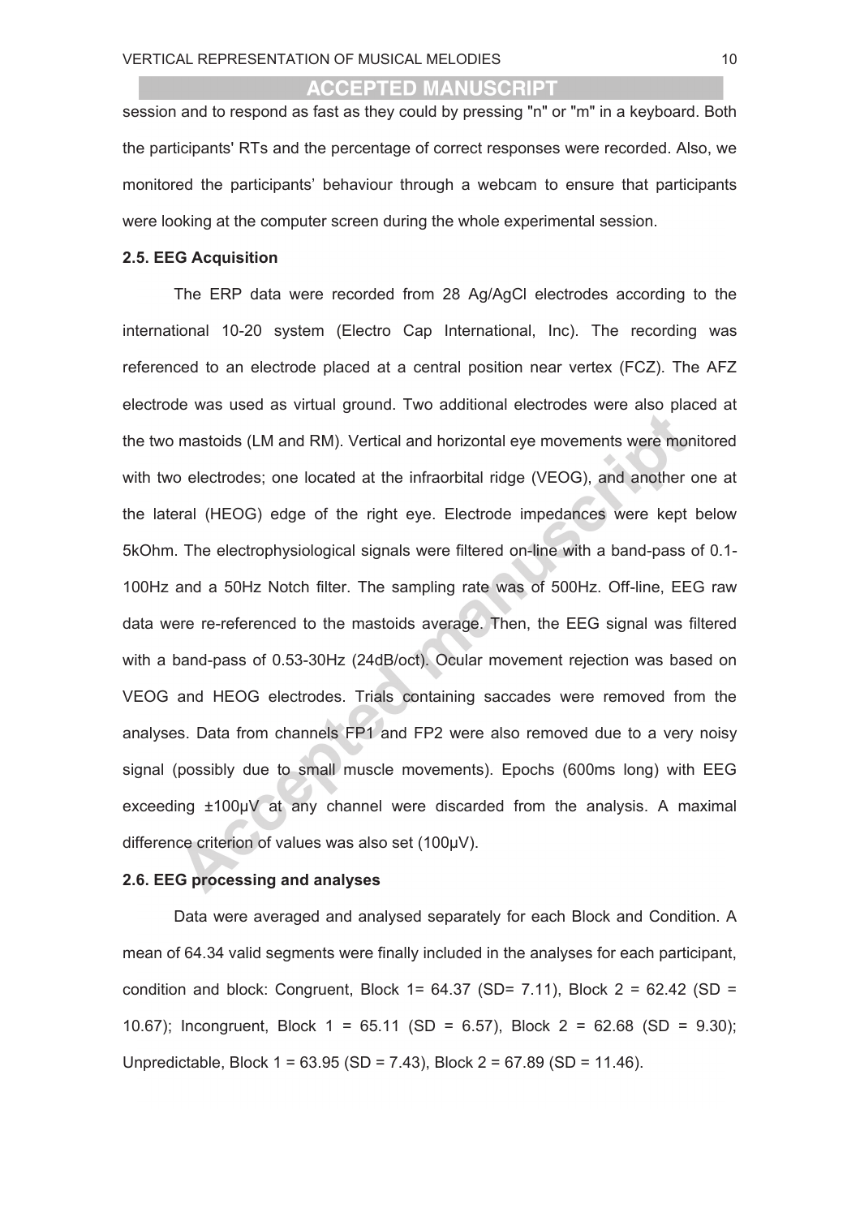session and to respond as fast as they could by pressing "n" or "m" in a keyboard. Both the participants' RTs and the percentage of correct responses were recorded. Also, we monitored the participants' behaviour through a webcam to ensure that participants were looking at the computer screen during the whole experimental session.

### 2.5. EEG Acquisition

The ERP data were recorded from 28 Ag/AgCl electrodes according to the international 10-20 system (Electro Cap International, Inc). The recording was referenced to an electrode placed at a central position near vertex (FCZ). The AFZ electrode was used as virtual ground. Two additional electrodes were also placed at the two mastoids (LM and RM). Vertical and horizontal eye movements were monitored with two electrodes; one located at the infraorbital ridge (VEOG), and another one at the lateral (HEOG) edge of the right eye. Electrode impedances were kept below 5kOhm. The electrophysiological signals were filtered on-line with a band-pass of 0.1-100Hz and a 50Hz Notch filter. The sampling rate was of 500Hz. Off-line, EEG raw data were re-referenced to the mastoids average. Then, the EEG signal was filtered with a band-pass of 0.53-30Hz (24dB/oct). Ocular movement rejection was based on VEOG and HEOG electrodes. Trials containing saccades were removed from the analyses. Data from channels FP1 and FP2 were also removed due to a very noisy signal (possibly due to small muscle movements). Epochs (600ms long) with EEG exceeding ±100µV at any channel were discarded from the analysis. A maximal difference criterion of values was also set (100µV).

### 2.6. EEG processing and analyses

Data were averaged and analysed separately for each Block and Condition. A mean of 64.34 valid segments were finally included in the analyses for each participant, condition and block: Congruent, Block 1= 64.37 (SD= 7.11), Block 2 = 62.42 (SD = 10.67); Incongruent, Block 1 = 65.11 (SD = 6.57), Block 2 = 62.68 (SD = 9.30); Unpredictable, Block 1 = 63.95 (SD = 7.43), Block 2 = 67.89 (SD = 11.46).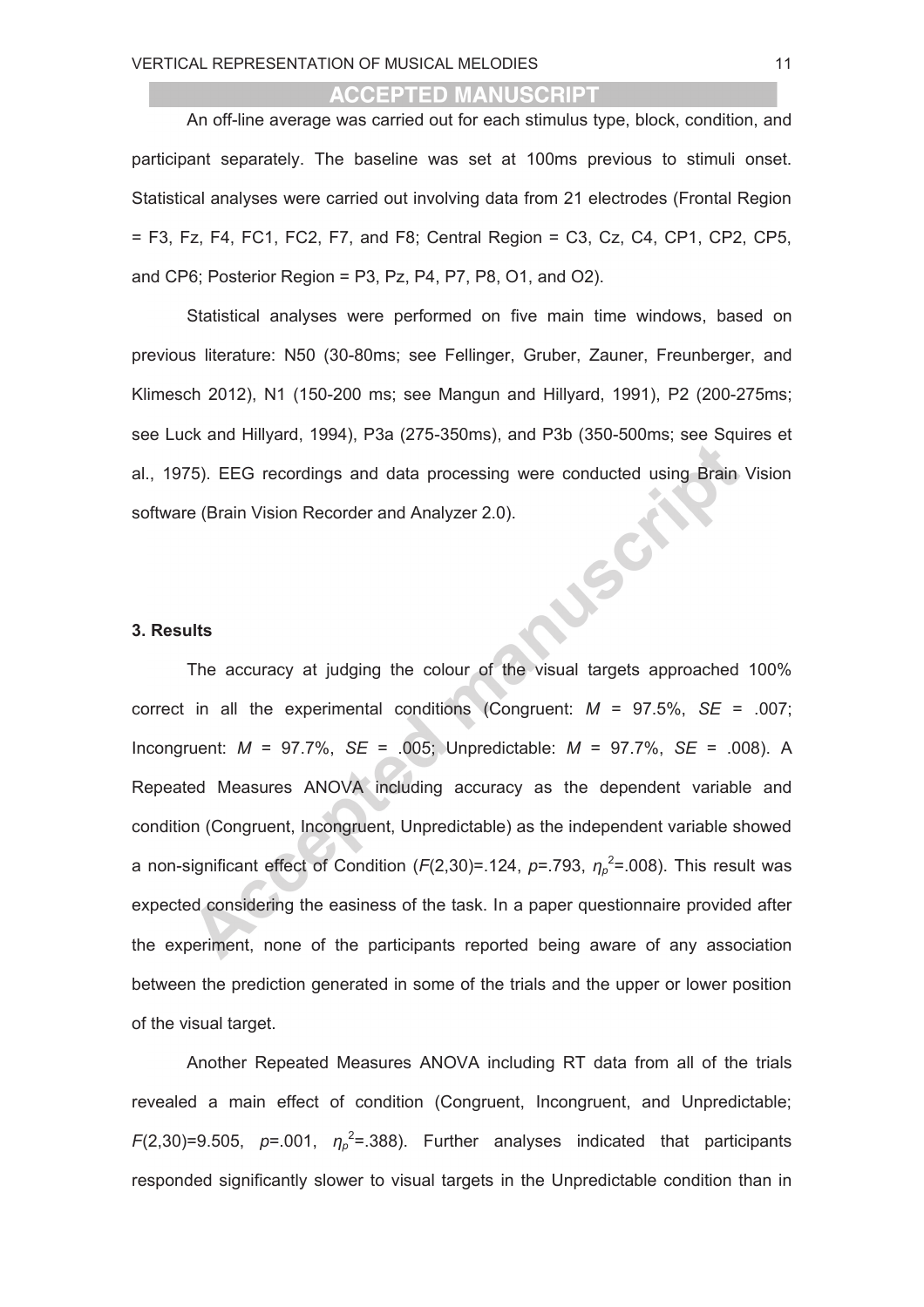An off-line average was carried out for each stimulus type, block, condition, and participant separately. The baseline was set at 100ms previous to stimuli onset. Statistical analyses were carried out involving data from 21 electrodes (Frontal Region = F3, Fz, F4, FC1, FC2, F7, and F8; Central Region = C3, Cz, C4, CP1, CP2, CP5, and CP6; Posterior Region = P3, Pz, P4, P7, P8, O1, and O2).

Statistical analyses were performed on five main time windows, based on previous literature: N50 (30-80ms; see Fellinger, Gruber, Zauner, Freunberger, and Klimesch 2012), N1 (150-200 ms; see Mangun and Hillyard, 1991), P2 (200-275ms; see Luck and Hillyard, 1994), P3a (275-350ms), and P3b (350-500ms; see Squires et al., 1975). EEG recordings and data processing were conducted using Brain Vision software (Brain Vision Recorder and Analyzer 2.0).

### 3. Results

The accuracy at judging the colour of the visual targets approached 100% correct in all the experimental conditions (Congruent: $M$ = 97.5%, $SE$ = .007; Incongruent: $M$ = 97.7%, $SE$ = .005; Unpredictable: $M$ = 97.7%, $SE$ = .008). A Repeated Measures ANOVA including accuracy as the dependent variable and condition (Congruent, Incongruent, Unpredictable) as the independent variable showed a non-significant effect of Condition ($F(2,30)=.124$, $p=.793$, $\eta_p^2=.008$). This result was expected considering the easiness of the task. In a paper questionnaire provided after the experiment, none of the participants reported being aware of any association between the prediction generated in some of the trials and the upper or lower position of the visual target.

Another Repeated Measures ANOVA including RT data from all of the trials revealed a main effect of condition (Congruent, Incongruent, and Unpredictable; $F(2,30)=9.505$, $p=.001$, $\eta_p^2=.388$). Further analyses indicated that participants responded significantly slower to visual targets in the Unpredictable condition than in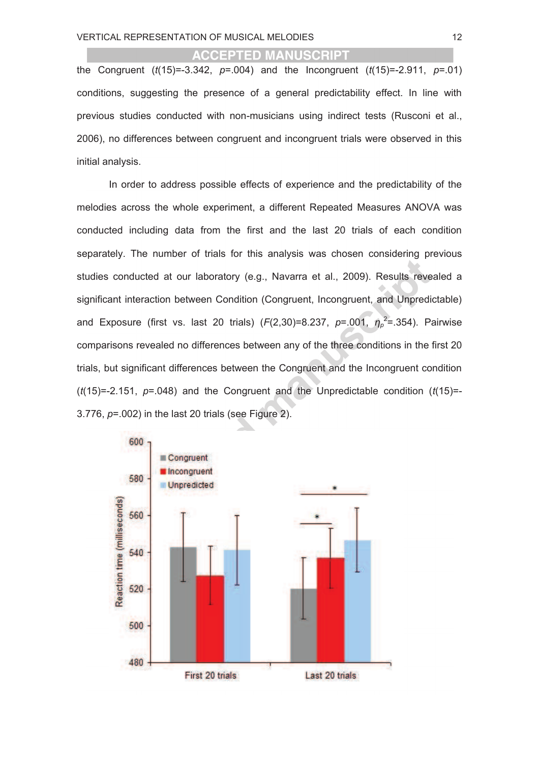the Congruent ($t(15)$=-3.342, $p$=.004) and the Incongruent ($t(15)$=-2.911, $p$=.01) conditions, suggesting the presence of a general predictability effect. In line with previous studies conducted with non-musicians using indirect tests (Rusconi et al., 2006), no differences between congruent and incongruent trials were observed in this initial analysis.

In order to address possible effects of experience and the predictability of the melodies across the whole experiment, a different Repeated Measures ANOVA was conducted including data from the first and the last 20 trials of each condition separately. The number of trials for this analysis was chosen considering previous studies conducted at our laboratory (e.g., Navarra et al., 2009). Results revealed a significant interaction between Condition (Congruent, Incongruent, and Unpredictable) and Exposure (first vs. last 20 trials) ($F(2,30)$=8.237, $p$=.001, $\eta_p^2$=.354). Pairwise comparisons revealed no differences between any of the three conditions in the first 20 trials, but significant differences between the Congruent and the Incongruent condition ($t(15)$=-2.151, $p$=.048) and the Congruent and the Unpredictable condition ($t(15)$=-3.776, $p$=.002) in the last 20 trials (see Figure 2).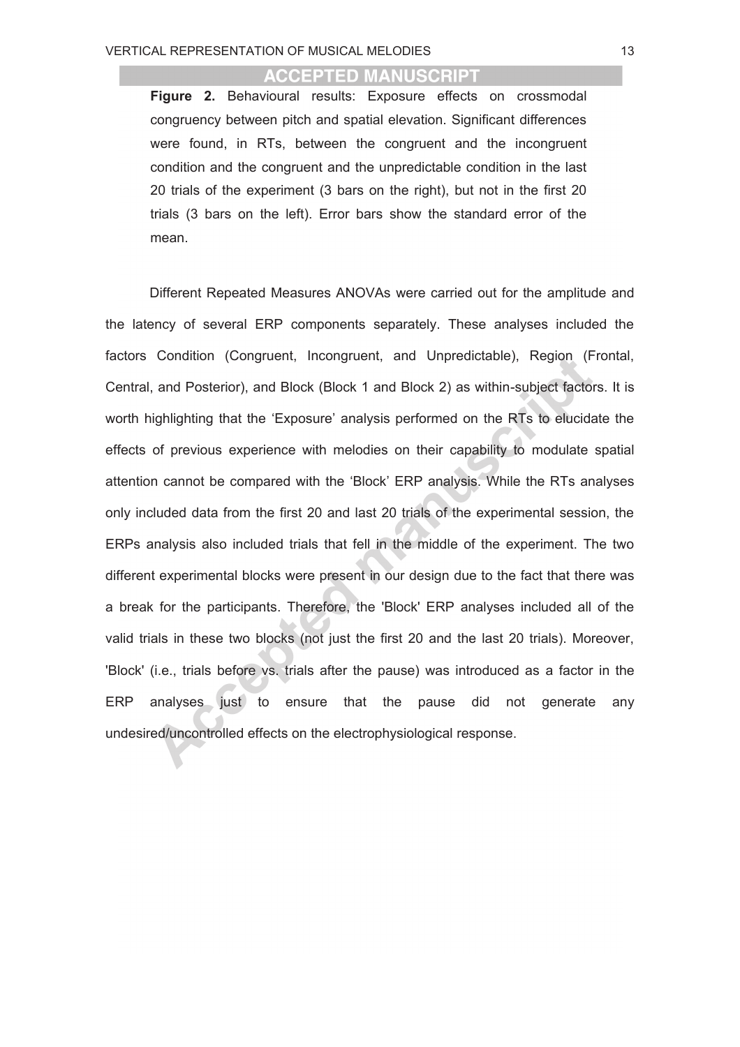**Figure 2.** Behavioural results: Exposure effects on crossmodal congruency between pitch and spatial elevation. Significant differences were found, in RTs, between the congruent and the incongruent condition and the congruent and the unpredictable condition in the last 20 trials of the experiment (3 bars on the right), but not in the first 20 trials (3 bars on the left). Error bars show the standard error of the mean.

Different Repeated Measures ANOVAs were carried out for the amplitude and the latency of several ERP components separately. These analyses included the factors Condition (Congruent, Incongruent, and Unpredictable), Region (Frontal, Central, and Posterior), and Block (Block 1 and Block 2) as within-subject factors. It is worth highlighting that the 'Exposure' analysis performed on the RTs to elucidate the effects of previous experience with melodies on their capability to modulate spatial attention cannot be compared with the 'Block' ERP analysis. While the RTs analyses only included data from the first 20 and last 20 trials of the experimental session, the ERPs analysis also included trials that fell in the middle of the experiment. The two different experimental blocks were present in our design due to the fact that there was a break for the participants. Therefore, the 'Block' ERP analyses included all of the valid trials in these two blocks (not just the first 20 and the last 20 trials). Moreover, 'Block' (i.e., trials before vs. trials after the pause) was introduced as a factor in the ERP analyses just to ensure that the pause did not generate any undesired/uncontrolled effects on the electrophysiological response.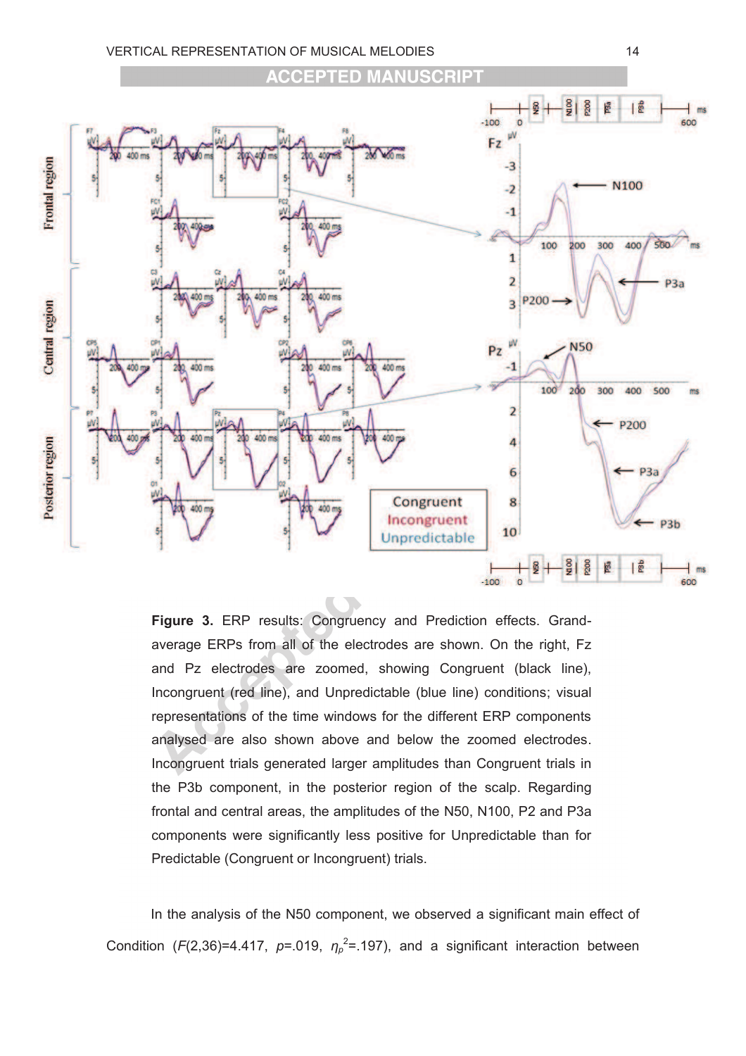**Figure 3.** ERP results: Congruency and Prediction effects. Grand-average ERPs from all of the electrodes are shown. On the right, Fz and Pz electrodes are zoomed, showing Congruent (black line), Incongruent (red line), and Unpredictable (blue line) conditions; visual representations of the time windows for the different ERP components analysed are also shown above and below the zoomed electrodes. Incongruent trials generated larger amplitudes than Congruent trials in the P3b component, in the posterior region of the scalp. Regarding frontal and central areas, the amplitudes of the N50, N100, P2 and P3a components were significantly less positive for Unpredictable than for Predictable (Congruent or Incongruent) trials.

In the analysis of the N50 component, we observed a significant main effect of Condition ($F(2,36)=4.417$, $p=.019$, $\eta_p^2=.197$), and a significant interaction between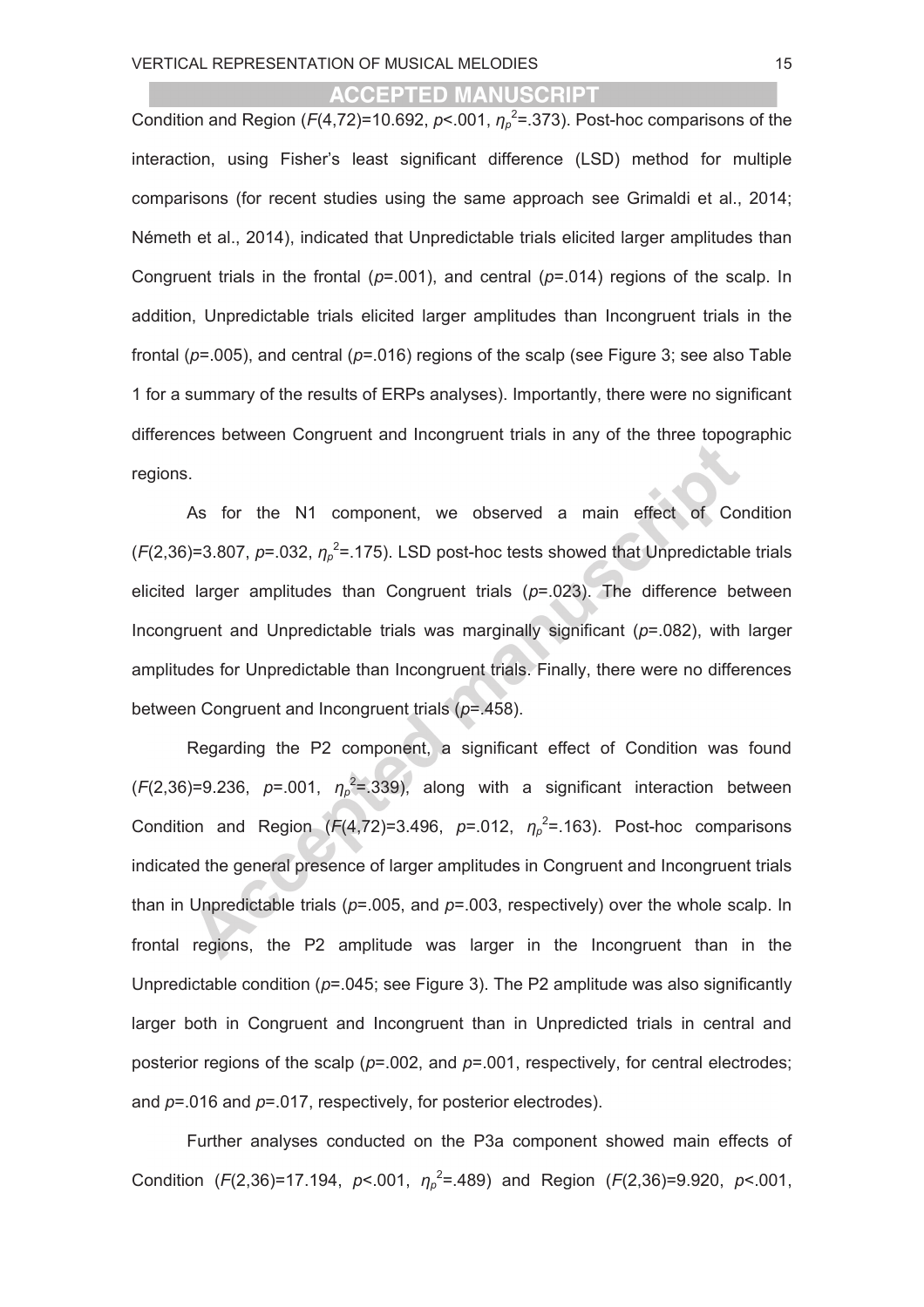Condition and Region ($F(4,72)=10.692$, $p<.001$, $\eta_p^2=.373$). Post-hoc comparisons of the interaction, using Fisher's least significant difference (LSD) method for multiple comparisons (for recent studies using the same approach see Grimaldi et al., 2014; Németh et al., 2014), indicated that Unpredictable trials elicited larger amplitudes than Congruent trials in the frontal ($p=.001$), and central ($p=.014$) regions of the scalp. In addition, Unpredictable trials elicited larger amplitudes than Incongruent trials in the frontal ($p=.005$), and central ($p=.016$) regions of the scalp (see Figure 3; see also Table 1 for a summary of the results of ERPs analyses). Importantly, there were no significant differences between Congruent and Incongruent trials in any of the three topographic regions.

As for the N1 component, we observed a main effect of Condition ($F(2,36)=3.807$, $p=.032$, $\eta_p^2=.175$). LSD post-hoc tests showed that Unpredictable trials elicited larger amplitudes than Congruent trials ($p=.023$). The difference between Incongruent and Unpredictable trials was marginally significant ($p=.082$), with larger amplitudes for Unpredictable than Incongruent trials. Finally, there were no differences between Congruent and Incongruent trials ($p=.458$).

Regarding the P2 component, a significant effect of Condition was found ($F(2,36)=9.236$, $p=.001$, $\eta_p^2=.339$), along with a significant interaction between Condition and Region ($F(4,72)=3.496$, $p=.012$, $\eta_p^2=.163$). Post-hoc comparisons indicated the general presence of larger amplitudes in Congruent and Incongruent trials than in Unpredictable trials ($p=.005$, and $p=.003$, respectively) over the whole scalp. In frontal regions, the P2 amplitude was larger in the Incongruent than in the Unpredictable condition ($p=.045$; see Figure 3). The P2 amplitude was also significantly larger both in Congruent and Incongruent than in Unpredicted trials in central and posterior regions of the scalp ($p=.002$, and $p=.001$, respectively, for central electrodes; and $p=.016$ and $p=.017$, respectively, for posterior electrodes).

Further analyses conducted on the P3a component showed main effects of Condition ($F(2,36)=17.194$, $p<.001$, $\eta_p^2=.489$) and Region ($F(2,36)=9.920$, $p<.001$,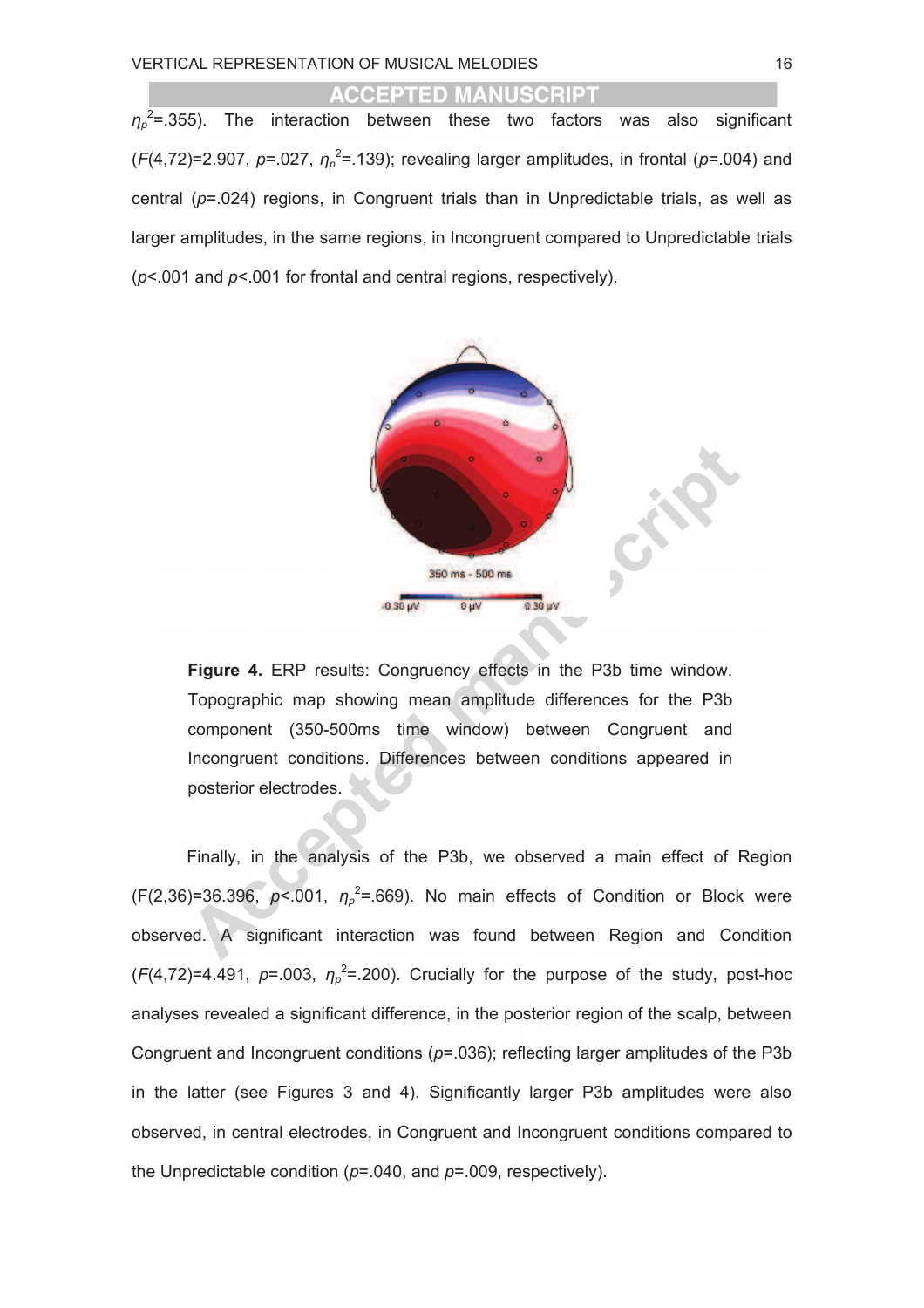$\eta_p^2$=.355). The interaction between these two factors was also significant ($F$(4,72)=2.907, $p$=.027, $\eta_p^2$=.139); revealing larger amplitudes, in frontal ($p$=.004) and central ($p$=.024) regions, in Congruent trials than in Unpredictable trials, as well as larger amplitudes, in the same regions, in Incongruent compared to Unpredictable trials ($p$<.001 and $p$<.001 for frontal and central regions, respectively).

**Figure 4.** ERP results: Congruency effects in the P3b time window. Topographic map showing mean amplitude differences for the P3b component (350-500ms time window) between Congruent and Incongruent conditions. Differences between conditions appeared in posterior electrodes.

Finally, in the analysis of the P3b, we observed a main effect of Region (F(2,36)=36.396, $p$<.001, $\eta_p^2$=.669). No main effects of Condition or Block were observed. A significant interaction was found between Region and Condition ($F$(4,72)=4.491, $p$=.003, $\eta_p^2$=.200). Crucially for the purpose of the study, post-hoc analyses revealed a significant difference, in the posterior region of the scalp, between Congruent and Incongruent conditions ($p$=.036); reflecting larger amplitudes of the P3b in the latter (see Figures 3 and 4). Significantly larger P3b amplitudes were also observed, in central electrodes, in Congruent and Incongruent conditions compared to the Unpredictable condition ($p$=.040, and $p$=.009, respectively).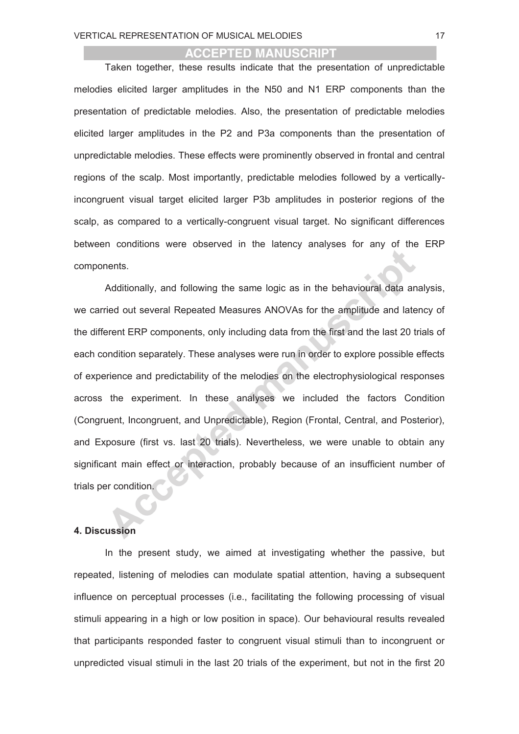Taken together, these results indicate that the presentation of unpredictable melodies elicited larger amplitudes in the N50 and N1 ERP components than the presentation of predictable melodies. Also, the presentation of predictable melodies elicited larger amplitudes in the P2 and P3a components than the presentation of unpredictable melodies. These effects were prominently observed in frontal and central regions of the scalp. Most importantly, predictable melodies followed by a vertically-incongruent visual target elicited larger P3b amplitudes in posterior regions of the scalp, as compared to a vertically-congruent visual target. No significant differences between conditions were observed in the latency analyses for any of the ERP components.

Additionally, and following the same logic as in the behavioural data analysis, we carried out several Repeated Measures ANOVAs for the amplitude and latency of the different ERP components, only including data from the first and the last 20 trials of each condition separately. These analyses were run in order to explore possible effects of experience and predictability of the melodies on the electrophysiological responses across the experiment. In these analyses we included the factors Condition (Congruent, Incongruent, and Unpredictable), Region (Frontal, Central, and Posterior), and Exposure (first vs. last 20 trials). Nevertheless, we were unable to obtain any significant main effect or interaction, probably because of an insufficient number of trials per condition.

## 4. Discussion

In the present study, we aimed at investigating whether the passive, but repeated, listening of melodies can modulate spatial attention, having a subsequent influence on perceptual processes (i.e., facilitating the following processing of visual stimuli appearing in a high or low position in space). Our behavioural results revealed that participants responded faster to congruent visual stimuli than to incongruent or unpredicted visual stimuli in the last 20 trials of the experiment, but not in the first 20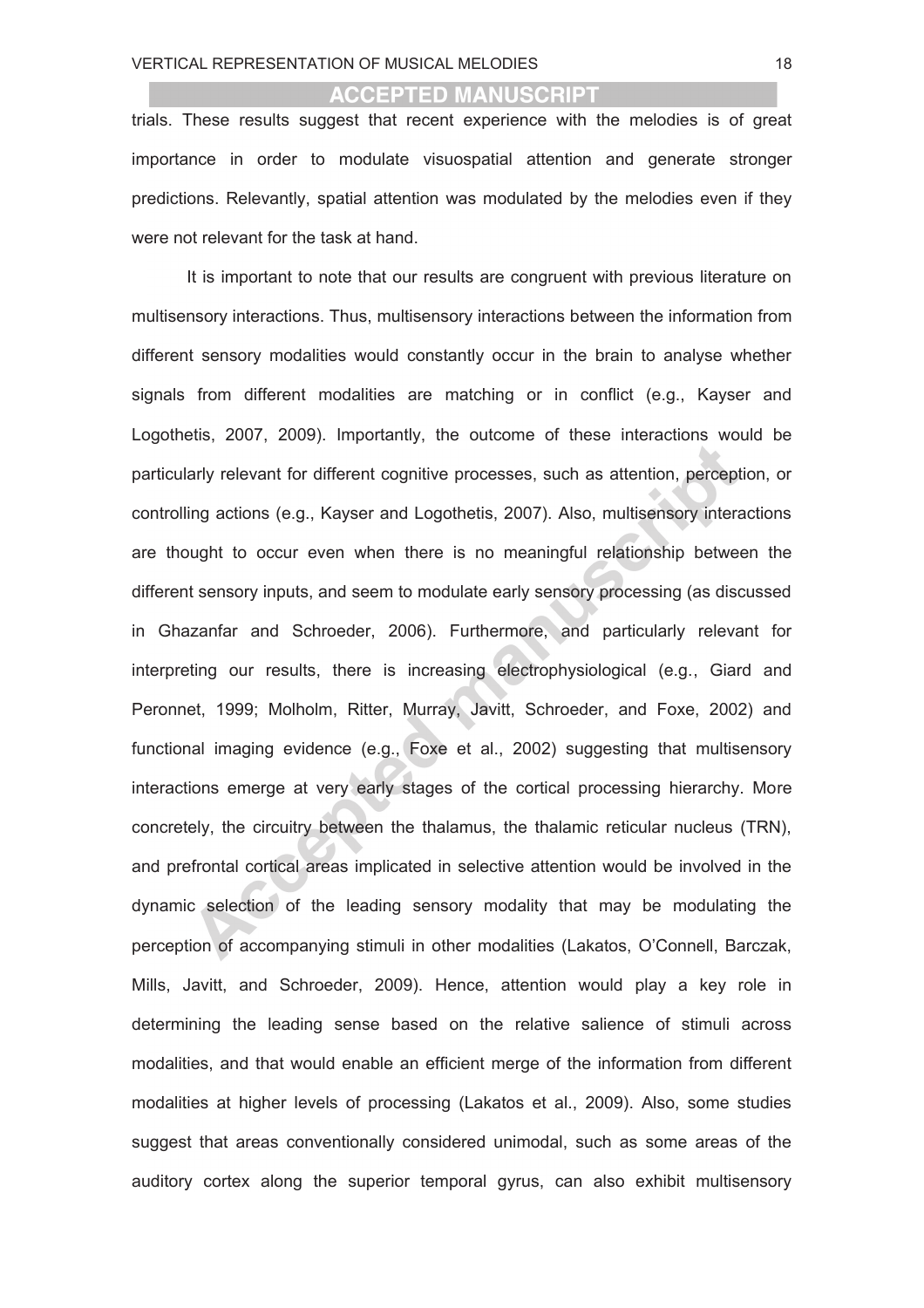trials. These results suggest that recent experience with the melodies is of great importance in order to modulate visuospatial attention and generate stronger predictions. Relevantly, spatial attention was modulated by the melodies even if they were not relevant for the task at hand.

It is important to note that our results are congruent with previous literature on multisensory interactions. Thus, multisensory interactions between the information from different sensory modalities would constantly occur in the brain to analyse whether signals from different modalities are matching or in conflict (e.g., Kayser and Logothetis, 2007, 2009). Importantly, the outcome of these interactions would be particularly relevant for different cognitive processes, such as attention, perception, or controlling actions (e.g., Kayser and Logothetis, 2007). Also, multisensory interactions are thought to occur even when there is no meaningful relationship between the different sensory inputs, and seem to modulate early sensory processing (as discussed in Ghazanfar and Schroeder, 2006). Furthermore, and particularly relevant for interpreting our results, there is increasing electrophysiological (e.g., Giard and Peronnet, 1999; Molholm, Ritter, Murray, Javitt, Schroeder, and Foxe, 2002) and functional imaging evidence (e.g., Foxe et al., 2002) suggesting that multisensory interactions emerge at very early stages of the cortical processing hierarchy. More concretely, the circuitry between the thalamus, the thalamic reticular nucleus (TRN), and prefrontal cortical areas implicated in selective attention would be involved in the dynamic selection of the leading sensory modality that may be modulating the perception of accompanying stimuli in other modalities (Lakatos, O'Connell, Barczak, Mills, Javitt, and Schroeder, 2009). Hence, attention would play a key role in determining the leading sense based on the relative salience of stimuli across modalities, and that would enable an efficient merge of the information from different modalities at higher levels of processing (Lakatos et al., 2009). Also, some studies suggest that areas conventionally considered unimodal, such as some areas of the auditory cortex along the superior temporal gyrus, can also exhibit multisensory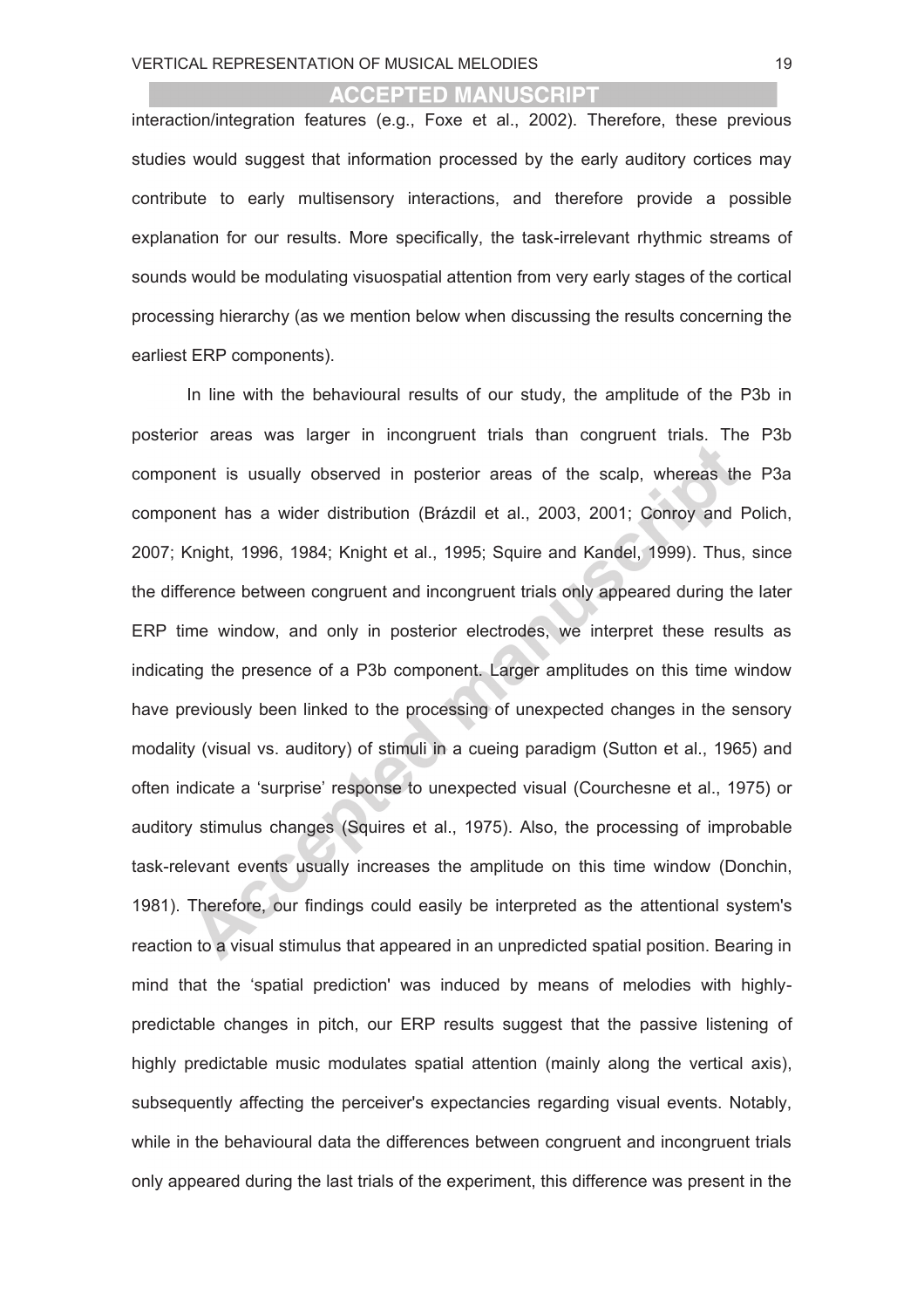interaction/integration features (e.g., Foxe et al., 2002). Therefore, these previous studies would suggest that information processed by the early auditory cortices may contribute to early multisensory interactions, and therefore provide a possible explanation for our results. More specifically, the task-irrelevant rhythmic streams of sounds would be modulating visuospatial attention from very early stages of the cortical processing hierarchy (as we mention below when discussing the results concerning the earliest ERP components).

In line with the behavioural results of our study, the amplitude of the P3b in posterior areas was larger in incongruent trials than congruent trials. The P3b component is usually observed in posterior areas of the scalp, whereas the P3a component has a wider distribution (Brázdil et al., 2003, 2001; Conroy and Polich, 2007; Knight, 1996, 1984; Knight et al., 1995; Squire and Kandel, 1999). Thus, since the difference between congruent and incongruent trials only appeared during the later ERP time window, and only in posterior electrodes, we interpret these results as indicating the presence of a P3b component. Larger amplitudes on this time window have previously been linked to the processing of unexpected changes in the sensory modality (visual vs. auditory) of stimuli in a cueing paradigm (Sutton et al., 1965) and often indicate a 'surprise' response to unexpected visual (Courchesne et al., 1975) or auditory stimulus changes (Squires et al., 1975). Also, the processing of improbable task-relevant events usually increases the amplitude on this time window (Donchin, 1981). Therefore, our findings could easily be interpreted as the attentional system's reaction to a visual stimulus that appeared in an unpredicted spatial position. Bearing in mind that the 'spatial prediction' was induced by means of melodies with highly-predictable changes in pitch, our ERP results suggest that the passive listening of highly predictable music modulates spatial attention (mainly along the vertical axis), subsequently affecting the perceiver's expectancies regarding visual events. Notably, while in the behavioural data the differences between congruent and incongruent trials only appeared during the last trials of the experiment, this difference was present in the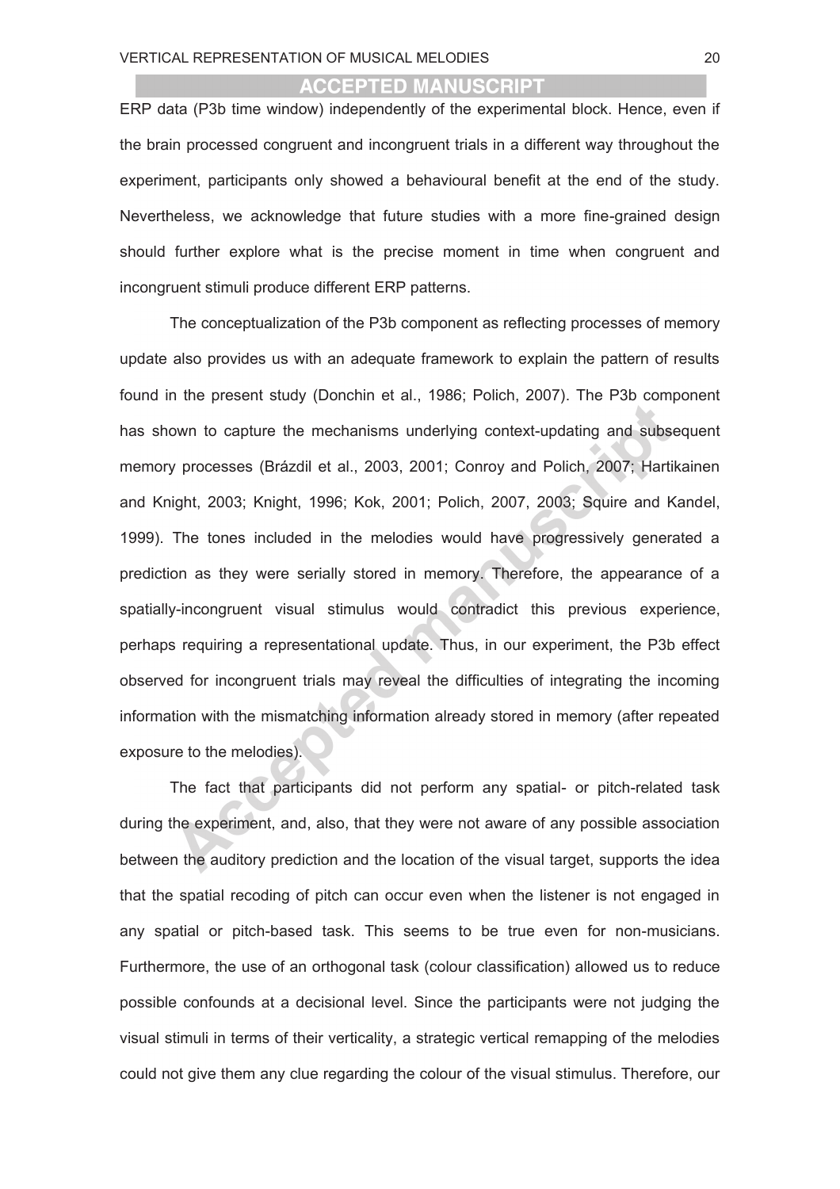ERP data (P3b time window) independently of the experimental block. Hence, even if the brain processed congruent and incongruent trials in a different way throughout the experiment, participants only showed a behavioural benefit at the end of the study. Nevertheless, we acknowledge that future studies with a more fine-grained design should further explore what is the precise moment in time when congruent and incongruent stimuli produce different ERP patterns.

The conceptualization of the P3b component as reflecting processes of memory update also provides us with an adequate framework to explain the pattern of results found in the present study (Donchin et al., 1986; Polich, 2007). The P3b component has shown to capture the mechanisms underlying context-updating and subsequent memory processes (Brázdil et al., 2003, 2001; Conroy and Polich, 2007; Hartikainen and Knight, 2003; Knight, 1996; Kok, 2001; Polich, 2007, 2003; Squire and Kandel, 1999). The tones included in the melodies would have progressively generated a prediction as they were serially stored in memory. Therefore, the appearance of a spatially-incongruent visual stimulus would contradict this previous experience, perhaps requiring a representational update. Thus, in our experiment, the P3b effect observed for incongruent trials may reveal the difficulties of integrating the incoming information with the mismatching information already stored in memory (after repeated exposure to the melodies).

The fact that participants did not perform any spatial- or pitch-related task during the experiment, and, also, that they were not aware of any possible association between the auditory prediction and the location of the visual target, supports the idea that the spatial recoding of pitch can occur even when the listener is not engaged in any spatial or pitch-based task. This seems to be true even for non-musicians. Furthermore, the use of an orthogonal task (colour classification) allowed us to reduce possible confounds at a decisional level. Since the participants were not judging the visual stimuli in terms of their verticality, a strategic vertical remapping of the melodies could not give them any clue regarding the colour of the visual stimulus. Therefore, our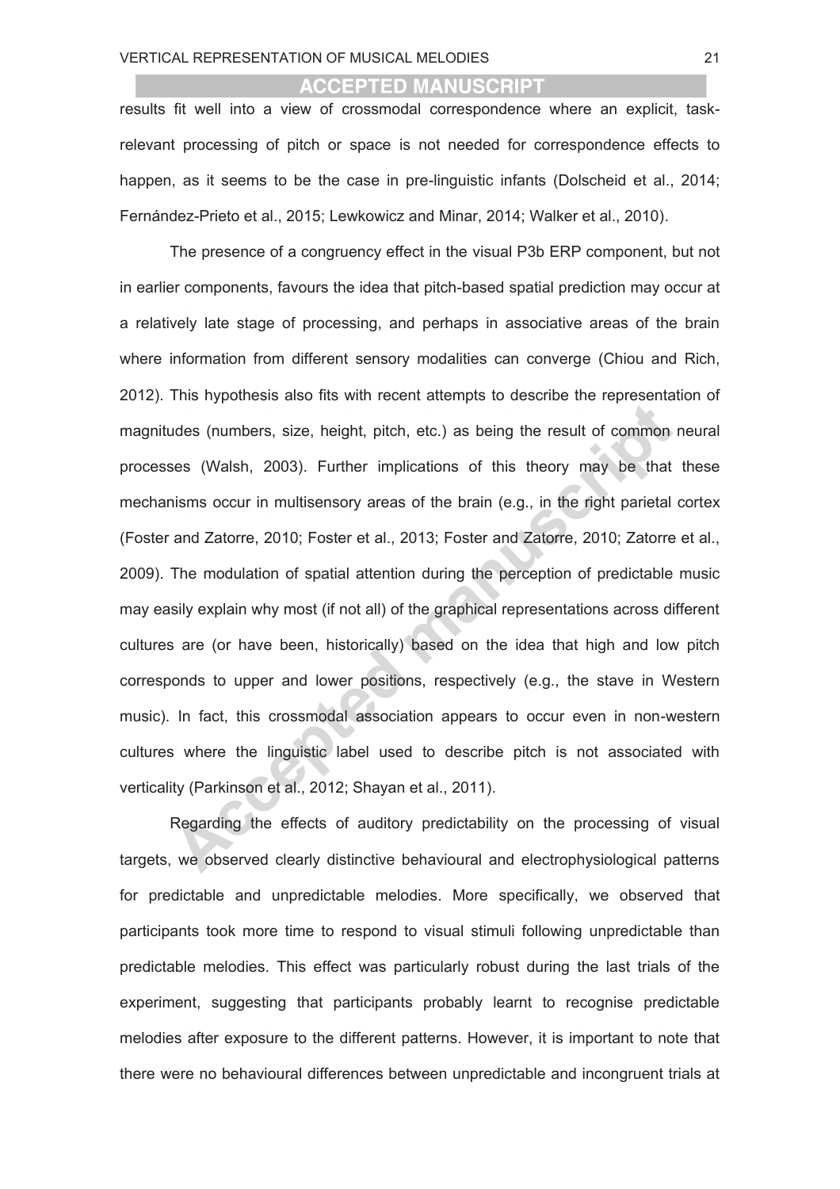results fit well into a view of crossmodal correspondence where an explicit, task-relevant processing of pitch or space is not needed for correspondence effects to happen, as it seems to be the case in pre-linguistic infants (Dolscheid et al., 2014; Fernández-Prieto et al., 2015; Lewkowicz and Minar, 2014; Walker et al., 2010).

The presence of a congruency effect in the visual P3b ERP component, but not in earlier components, favours the idea that pitch-based spatial prediction may occur at a relatively late stage of processing, and perhaps in associative areas of the brain where information from different sensory modalities can converge (Chiou and Rich, 2012). This hypothesis also fits with recent attempts to describe the representation of magnitudes (numbers, size, height, pitch, etc.) as being the result of common neural processes (Walsh, 2003). Further implications of this theory may be that these mechanisms occur in multisensory areas of the brain (e.g., in the right parietal cortex (Foster and Zatorre, 2010; Foster et al., 2013; Foster and Zatorre, 2010; Zatorre et al., 2009). The modulation of spatial attention during the perception of predictable music may easily explain why most (if not all) of the graphical representations across different cultures are (or have been, historically) based on the idea that high and low pitch corresponds to upper and lower positions, respectively (e.g., the stave in Western music). In fact, this crossmodal association appears to occur even in non-western cultures where the linguistic label used to describe pitch is not associated with verticality (Parkinson et al., 2012; Shayan et al., 2011).

Regarding the effects of auditory predictability on the processing of visual targets, we observed clearly distinctive behavioural and electrophysiological patterns for predictable and unpredictable melodies. More specifically, we observed that participants took more time to respond to visual stimuli following unpredictable than predictable melodies. This effect was particularly robust during the last trials of the experiment, suggesting that participants probably learnt to recognise predictable melodies after exposure to the different patterns. However, it is important to note that there were no behavioural differences between unpredictable and incongruent trials at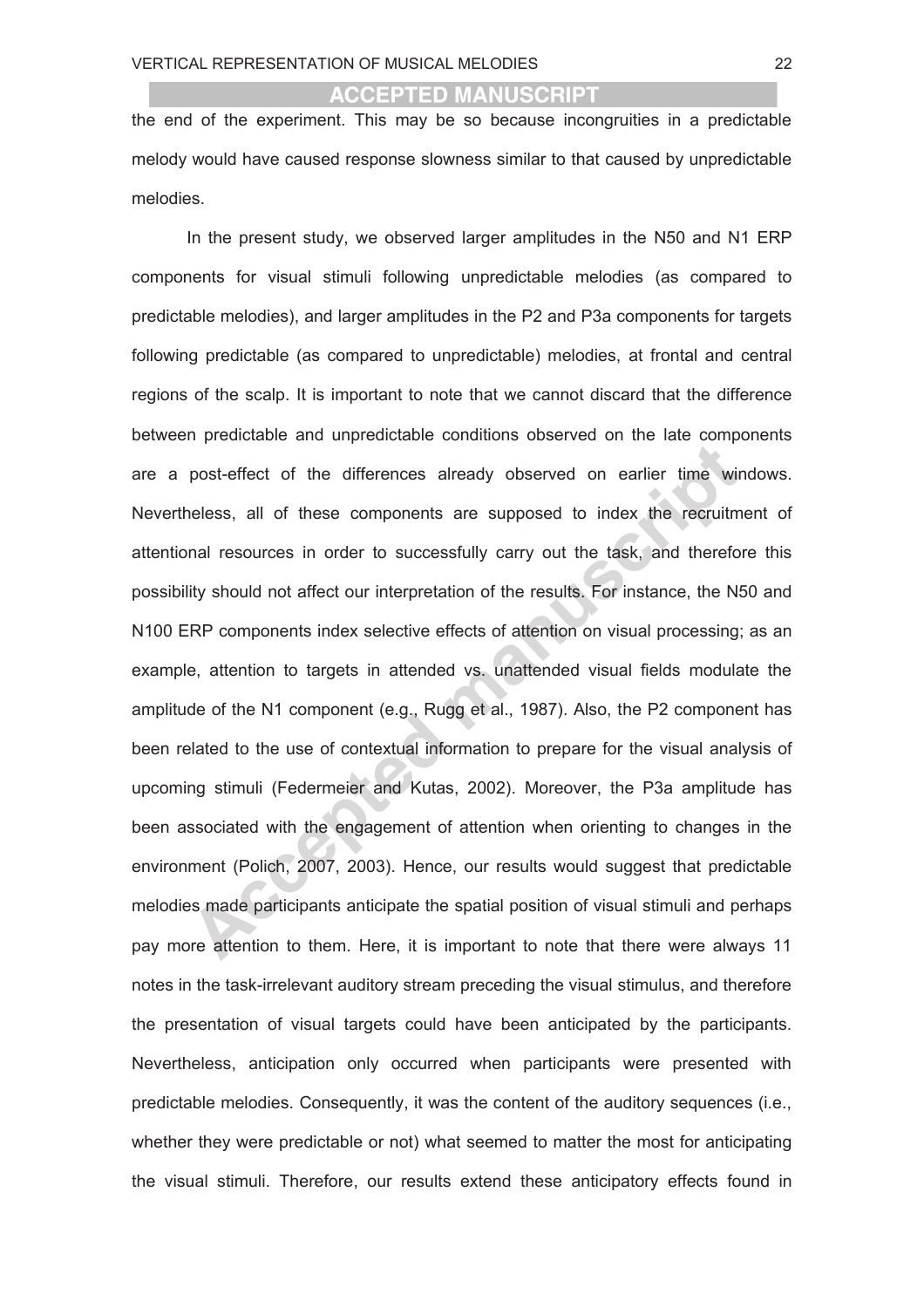the end of the experiment. This may be so because incongruities in a predictable melody would have caused response slowness similar to that caused by unpredictable melodies.

In the present study, we observed larger amplitudes in the N50 and N1 ERP components for visual stimuli following unpredictable melodies (as compared to predictable melodies), and larger amplitudes in the P2 and P3a components for targets following predictable (as compared to unpredictable) melodies, at frontal and central regions of the scalp. It is important to note that we cannot discard that the difference between predictable and unpredictable conditions observed on the late components are a post-effect of the differences already observed on earlier time windows. Nevertheless, all of these components are supposed to index the recruitment of attentional resources in order to successfully carry out the task, and therefore this possibility should not affect our interpretation of the results. For instance, the N50 and N100 ERP components index selective effects of attention on visual processing; as an example, attention to targets in attended vs. unattended visual fields modulate the amplitude of the N1 component (e.g., Rugg et al., 1987). Also, the P2 component has been related to the use of contextual information to prepare for the visual analysis of upcoming stimuli (Federmeier and Kutas, 2002). Moreover, the P3a amplitude has been associated with the engagement of attention when orienting to changes in the environment (Polich, 2007, 2003). Hence, our results would suggest that predictable melodies made participants anticipate the spatial position of visual stimuli and perhaps pay more attention to them. Here, it is important to note that there were always 11 notes in the task-irrelevant auditory stream preceding the visual stimulus, and therefore the presentation of visual targets could have been anticipated by the participants. Nevertheless, anticipation only occurred when participants were presented with predictable melodies. Consequently, it was the content of the auditory sequences (i.e., whether they were predictable or not) what seemed to matter the most for anticipating the visual stimuli. Therefore, our results extend these anticipatory effects found in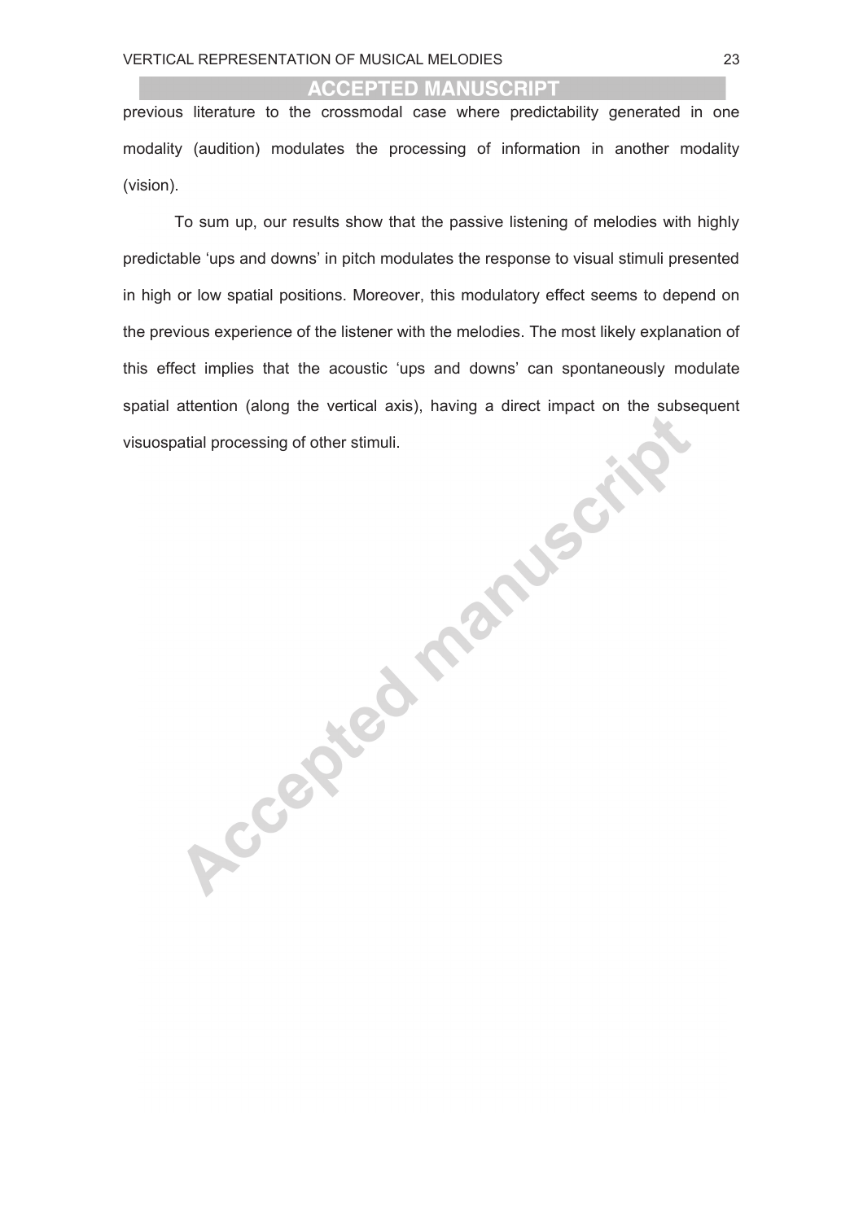previous literature to the crossmodal case where predictability generated in one modality (audition) modulates the processing of information in another modality (vision).

To sum up, our results show that the passive listening of melodies with highly predictable 'ups and downs' in pitch modulates the response to visual stimuli presented in high or low spatial positions. Moreover, this modulatory effect seems to depend on the previous experience of the listener with the melodies. The most likely explanation of this effect implies that the acoustic 'ups and downs' can spontaneously modulate spatial attention (along the vertical axis), having a direct impact on the subsequent visuospatial processing of other stimuli.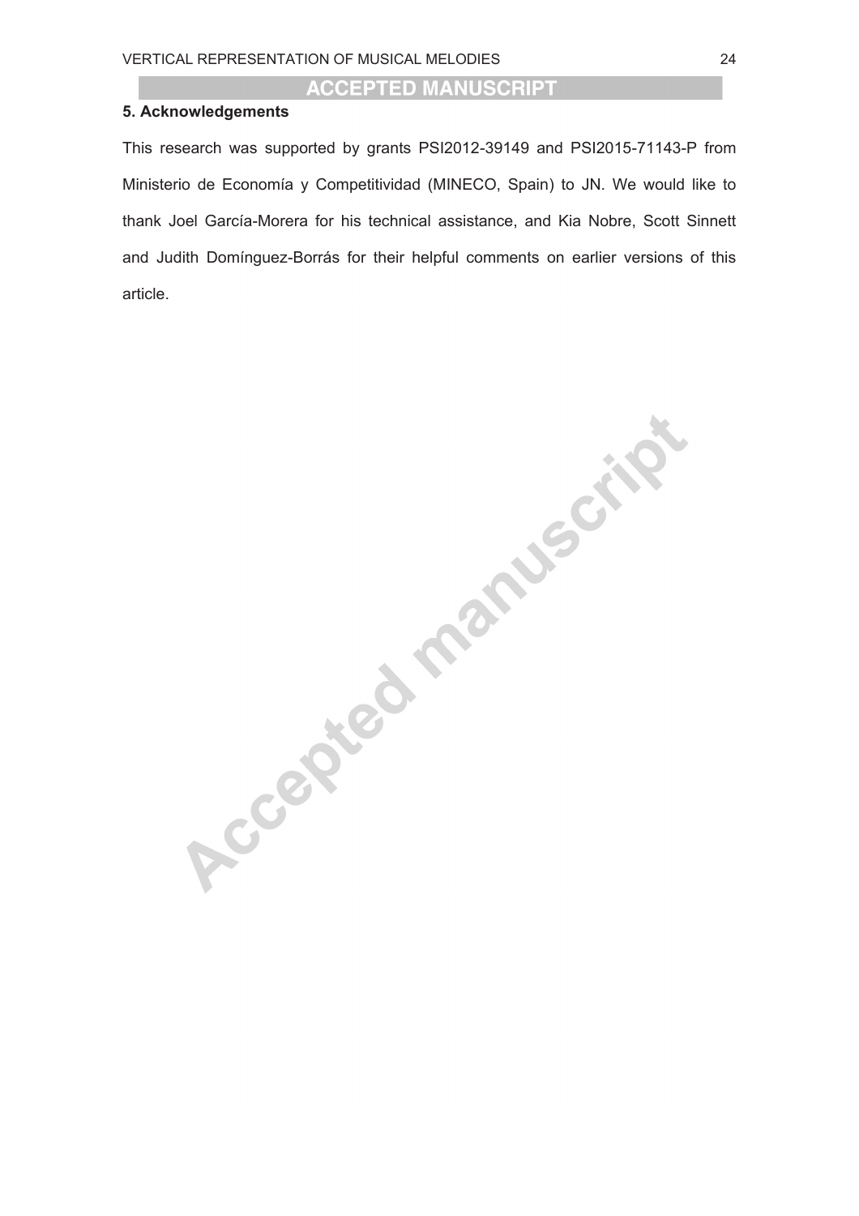## 5. Acknowledgements

This research was supported by grants PSI2012-39149 and PSI2015-71143-P from Ministerio de Economía y Competitividad (MINECO, Spain) to JN. We would like to thank Joel García-Morera for his technical assistance, and Kia Nobre, Scott Sinnett and Judith Domínguez-Borrás for their helpful comments on earlier versions of this article.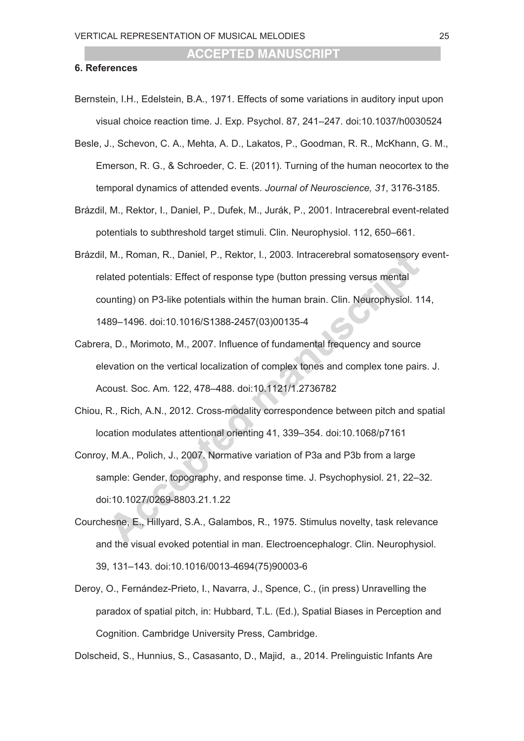## 6. References

Bernstein, I.H., Edelstein, B.A., 1971. Effects of some variations in auditory input upon visual choice reaction time. J. Exp. Psychol. 87, 241–247. doi:10.1037/h0030524

Besle, J., Schevon, C. A., Mehta, A. D., Lakatos, P., Goodman, R. R., McKhann, G. M., Emerson, R. G., & Schroeder, C. E. (2011). Turning of the human neocortex to the temporal dynamics of attended events. *Journal of Neuroscience, 31*, 3176-3185.

Brázdil, M., Rektor, I., Daniel, P., Dufek, M., Jurák, P., 2001. Intracerebral event-related potentials to subthreshold target stimuli. Clin. Neurophysiol. 112, 650–661.

Brázdil, M., Roman, R., Daniel, P., Rektor, I., 2003. Intracerebral somatosensory event-related potentials: Effect of response type (button pressing versus mental counting) on P3-like potentials within the human brain. Clin. Neurophysiol. 114, 1489–1496. doi:10.1016/S1388-2457(03)00135-4

Cabrera, D., Morimoto, M., 2007. Influence of fundamental frequency and source elevation on the vertical localization of complex tones and complex tone pairs. J. Acoust. Soc. Am. 122, 478–488. doi:10.1121/1.2736782

Chiou, R., Rich, A.N., 2012. Cross-modality correspondence between pitch and spatial location modulates attentional orienting 41, 339–354. doi:10.1068/p7161

Conroy, M.A., Polich, J., 2007. Normative variation of P3a and P3b from a large sample: Gender, topography, and response time. J. Psychophysiol. 21, 22–32. doi:10.1027/0269-8803.21.1.22

Courchesne, E., Hillyard, S.A., Galambos, R., 1975. Stimulus novelty, task relevance and the visual evoked potential in man. Electroencephalogr. Clin. Neurophysiol. 39, 131–143. doi:10.1016/0013-4694(75)90003-6

Deroy, O., Fernández-Prieto, I., Navarra, J., Spence, C., (in press) Unravelling the paradox of spatial pitch, in: Hubbard, T.L. (Ed.), Spatial Biases in Perception and Cognition. Cambridge University Press, Cambridge.

Dolscheid, S., Hunnius, S., Casasanto, D., Majid, a., 2014. Prelinguistic Infants Are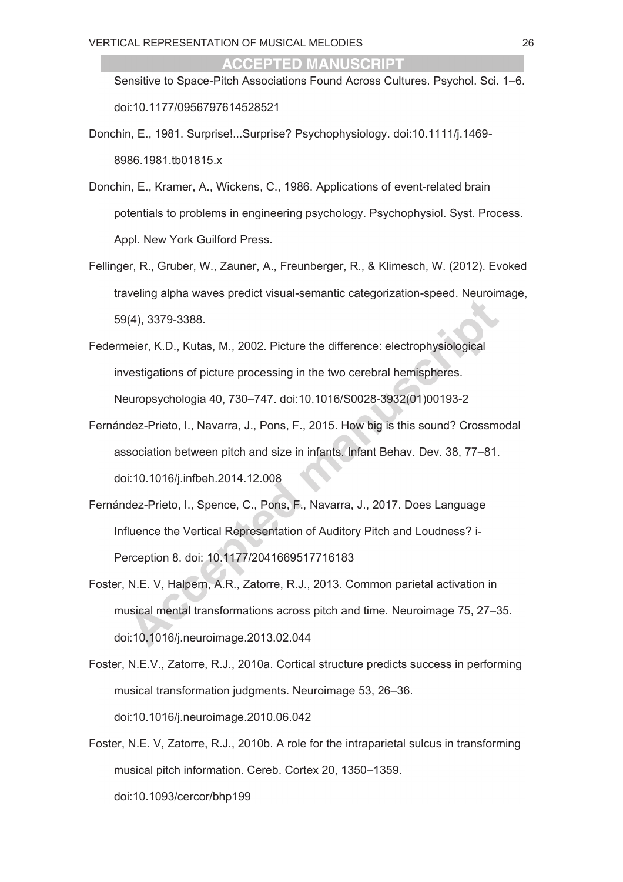Sensitive to Space-Pitch Associations Found Across Cultures. Psychol. Sci. 1–6. doi:10.1177/0956797614528521

Donchin, E., 1981. Surprise!...Surprise? Psychophysiology. doi:10.1111/j.1469-8986.1981.tb01815.x

Donchin, E., Kramer, A., Wickens, C., 1986. Applications of event-related brain potentials to problems in engineering psychology. Psychophysiol. Syst. Process. Appl. New York Guilford Press.

Fellinger, R., Gruber, W., Zauner, A., Freunberger, R., & Klimesch, W. (2012). Evoked traveling alpha waves predict visual-semantic categorization-speed. Neuroimage, 59(4), 3379-3388.

Federmeier, K.D., Kutas, M., 2002. Picture the difference: electrophysiological investigations of picture processing in the two cerebral hemispheres. Neuropsychologia 40, 730–747. doi:10.1016/S0028-3932(01)00193-2

Fernández-Prieto, I., Navarra, J., Pons, F., 2015. How big is this sound? Crossmodal association between pitch and size in infants. Infant Behav. Dev. 38, 77–81. doi:10.1016/j.infbeh.2014.12.008

Fernández-Prieto, I., Spence, C., Pons, F., Navarra, J., 2017. Does Language Influence the Vertical Representation of Auditory Pitch and Loudness? i-Perception 8. doi: 10.1177/2041669517716183

Foster, N.E. V, Halpern, A.R., Zatorre, R.J., 2013. Common parietal activation in musical mental transformations across pitch and time. Neuroimage 75, 27–35. doi:10.1016/j.neuroimage.2013.02.044

Foster, N.E.V., Zatorre, R.J., 2010a. Cortical structure predicts success in performing musical transformation judgments. Neuroimage 53, 26–36. doi:10.1016/j.neuroimage.2010.06.042

Foster, N.E. V, Zatorre, R.J., 2010b. A role for the intraparietal sulcus in transforming musical pitch information. Cereb. Cortex 20, 1350–1359. doi:10.1093/cercor/bhp199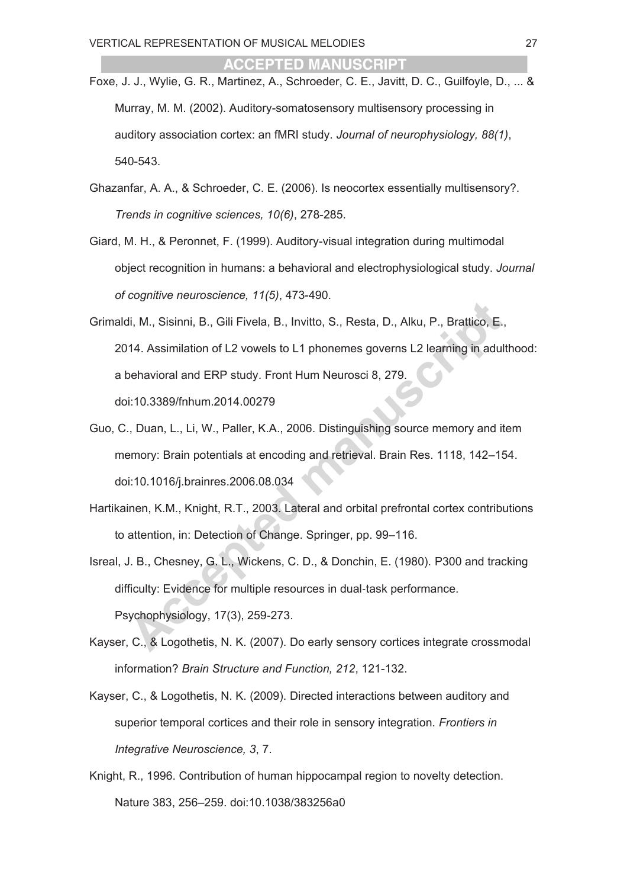Foxe, J. J., Wylie, G. R., Martinez, A., Schroeder, C. E., Javitt, D. C., Guilfoyle, D., ... & Murray, M. M. (2002). Auditory-somatosensory multisensory processing in auditory association cortex: an fMRI study. *Journal of neurophysiology, 88(1)*, 540-543.

Ghazanfar, A. A., & Schroeder, C. E. (2006). Is neocortex essentially multisensory?. *Trends in cognitive sciences, 10(6)*, 278-285.

Giard, M. H., & Peronnet, F. (1999). Auditory-visual integration during multimodal object recognition in humans: a behavioral and electrophysiological study. *Journal of cognitive neuroscience, 11(5)*, 473-490.

Grimaldi, M., Sisinni, B., Gili Fivela, B., Invitto, S., Resta, D., Alku, P., Brattico, E., 2014. Assimilation of L2 vowels to L1 phonemes governs L2 learning in adulthood: a behavioral and ERP study. Front Hum Neurosci 8, 279. doi:10.3389/fnhum.2014.00279

Guo, C., Duan, L., Li, W., Paller, K.A., 2006. Distinguishing source memory and item memory: Brain potentials at encoding and retrieval. Brain Res. 1118, 142–154. doi:10.1016/j.brainres.2006.08.034

Hartikainen, K.M., Knight, R.T., 2003. Lateral and orbital prefrontal cortex contributions to attention, in: Detection of Change. Springer, pp. 99–116.

Isreal, J. B., Chesney, G. L., Wickens, C. D., & Donchin, E. (1980). P300 and tracking difficulty: Evidence for multiple resources in dual-task performance. Psychophysiology, 17(3), 259-273.

Kayser, C., & Logothetis, N. K. (2007). Do early sensory cortices integrate crossmodal information? *Brain Structure and Function, 212*, 121-132.

Kayser, C., & Logothetis, N. K. (2009). Directed interactions between auditory and superior temporal cortices and their role in sensory integration. *Frontiers in Integrative Neuroscience, 3*, 7.

Knight, R., 1996. Contribution of human hippocampal region to novelty detection. Nature 383, 256–259. doi:10.1038/383256a0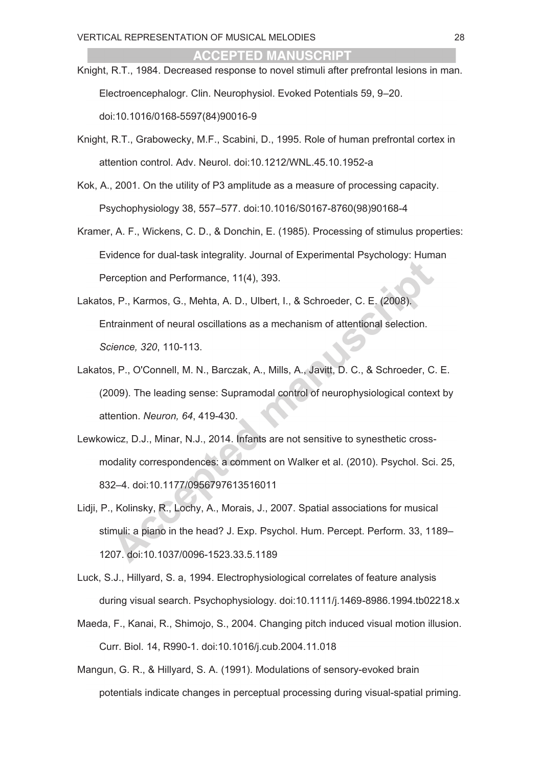Knight, R.T., 1984. Decreased response to novel stimuli after prefrontal lesions in man. Electroencephalogr. Clin. Neurophysiol. Evoked Potentials 59, 9–20. doi:10.1016/0168-5597(84)90016-9

Knight, R.T., Grabowecky, M.F., Scabini, D., 1995. Role of human prefrontal cortex in attention control. Adv. Neurol. doi:10.1212/WNL.45.10.1952-a

Kok, A., 2001. On the utility of P3 amplitude as a measure of processing capacity. Psychophysiology 38, 557–577. doi:10.1016/S0167-8760(98)90168-4

Kramer, A. F., Wickens, C. D., & Donchin, E. (1985). Processing of stimulus properties: Evidence for dual-task integrality. Journal of Experimental Psychology: Human Perception and Performance, 11(4), 393.

Lakatos, P., Karmos, G., Mehta, A. D., Ulbert, I., & Schroeder, C. E. (2008). Entrainment of neural oscillations as a mechanism of attentional selection. *Science, 320*, 110-113.

Lakatos, P., O'Connell, M. N., Barczak, A., Mills, A., Javitt, D. C., & Schroeder, C. E. (2009). The leading sense: Supramodal control of neurophysiological context by attention. *Neuron, 64*, 419-430.

Lewkowicz, D.J., Minar, N.J., 2014. Infants are not sensitive to synesthetic cross-modality correspondences: a comment on Walker et al. (2010). Psychol. Sci. 25, 832–4. doi:10.1177/0956797613516011

Lidji, P., Kolinsky, R., Lochy, A., Morais, J., 2007. Spatial associations for musical stimuli: a piano in the head? J. Exp. Psychol. Hum. Percept. Perform. 33, 1189–1207. doi:10.1037/0096-1523.33.5.1189

Luck, S.J., Hillyard, S. a, 1994. Electrophysiological correlates of feature analysis during visual search. Psychophysiology. doi:10.1111/j.1469-8986.1994.tb02218.x

Maeda, F., Kanai, R., Shimojo, S., 2004. Changing pitch induced visual motion illusion. Curr. Biol. 14, R990-1. doi:10.1016/j.cub.2004.11.018

Mangun, G. R., & Hillyard, S. A. (1991). Modulations of sensory-evoked brain potentials indicate changes in perceptual processing during visual-spatial priming.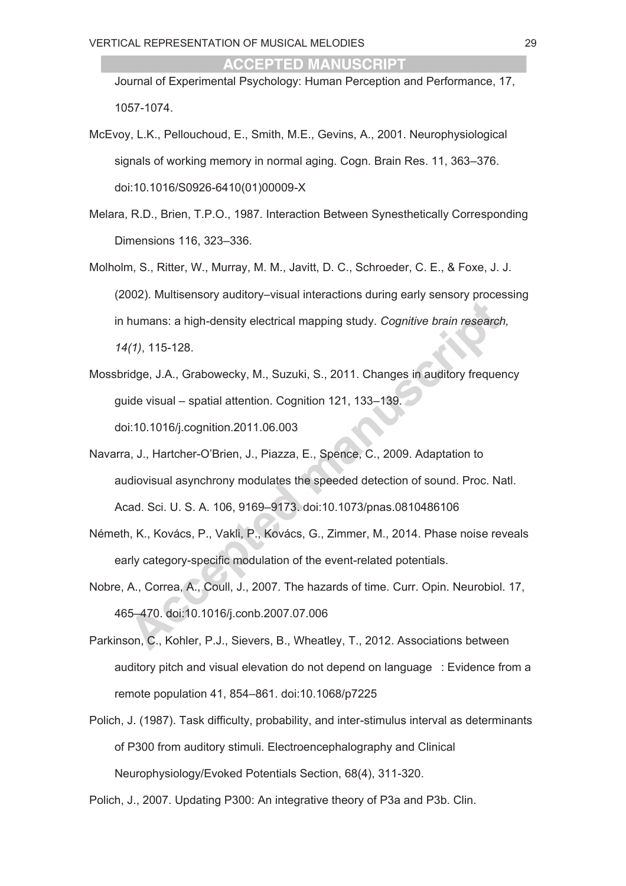Journal of Experimental Psychology: Human Perception and Performance, 17, 1057-1074.

McEvoy, L.K., Pellouchoud, E., Smith, M.E., Gevins, A., 2001. Neurophysiological signals of working memory in normal aging. Cogn. Brain Res. 11, 363–376. doi:10.1016/S0926-6410(01)00009-X

Melara, R.D., Brien, T.P.O., 1987. Interaction Between Synesthetically Corresponding Dimensions 116, 323–336.

Molholm, S., Ritter, W., Murray, M. M., Javitt, D. C., Schroeder, C. E., & Foxe, J. J. (2002). Multisensory auditory–visual interactions during early sensory processing in humans: a high-density electrical mapping study. *Cognitive brain research, 14(1)*, 115-128.

Mossbridge, J.A., Grabowecky, M., Suzuki, S., 2011. Changes in auditory frequency guide visual – spatial attention. Cognition 121, 133–139. doi:10.1016/j.cognition.2011.06.003

Navarra, J., Hartcher-O'Brien, J., Piazza, E., Spence, C., 2009. Adaptation to audiovisual asynchrony modulates the speeded detection of sound. Proc. Natl. Acad. Sci. U. S. A. 106, 9169–9173. doi:10.1073/pnas.0810486106

Németh, K., Kovács, P., Vakli, P., Kovács, G., Zimmer, M., 2014. Phase noise reveals early category-specific modulation of the event-related potentials.

Nobre, A., Correa, A., Coull, J., 2007. The hazards of time. Curr. Opin. Neurobiol. 17, 465–470. doi:10.1016/j.conb.2007.07.006

Parkinson, C., Kohler, P.J., Sievers, B., Wheatley, T., 2012. Associations between auditory pitch and visual elevation do not depend on language : Evidence from a remote population 41, 854–861. doi:10.1068/p7225

Polich, J. (1987). Task difficulty, probability, and inter-stimulus interval as determinants of P300 from auditory stimuli. Electroencephalography and Clinical Neurophysiology/Evoked Potentials Section, 68(4), 311-320.

Polich, J., 2007. Updating P300: An integrative theory of P3a and P3b. Clin.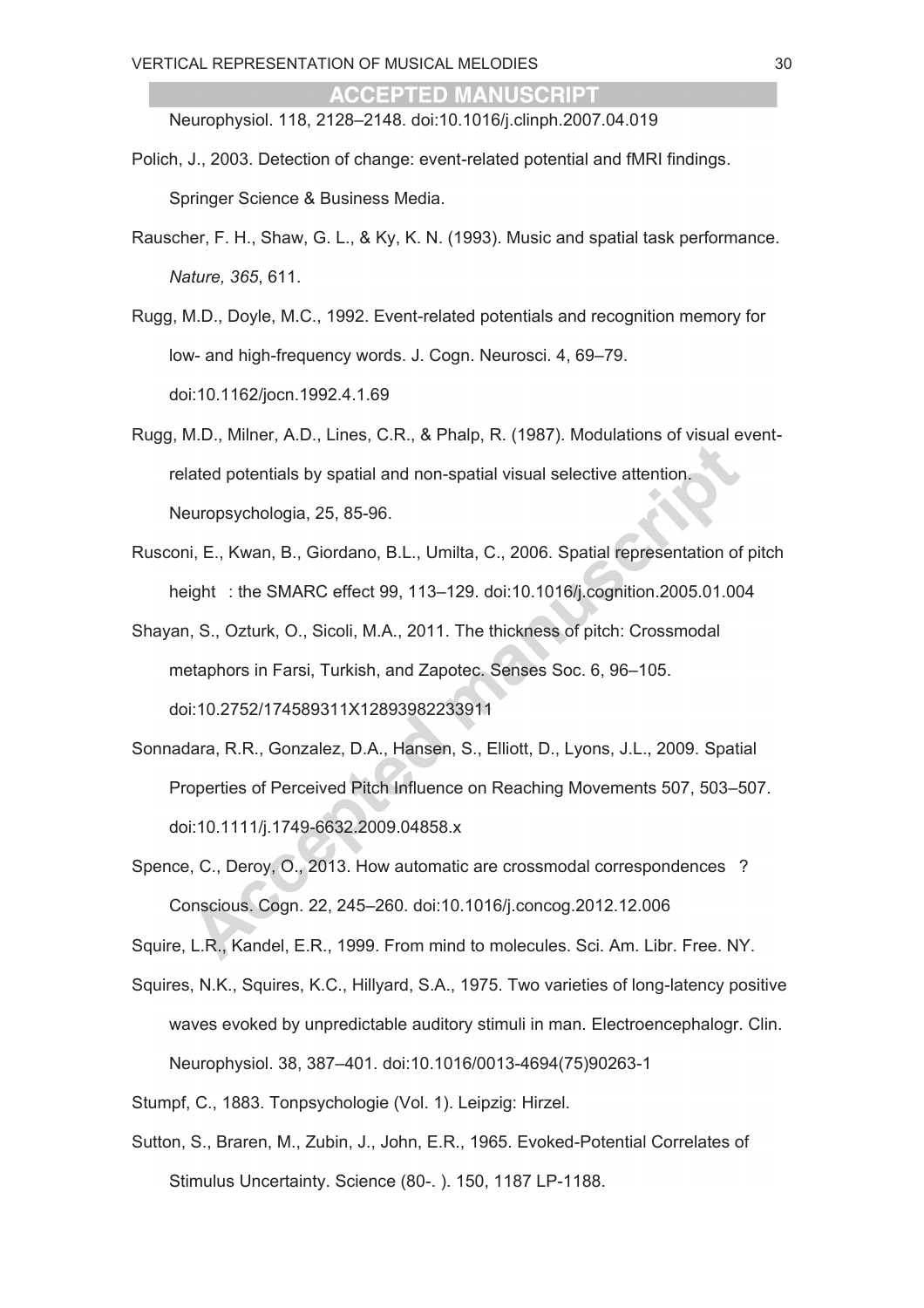Neurophysiol. 118, 2128–2148. doi:10.1016/j.clinph.2007.04.019

Polich, J., 2003. Detection of change: event-related potential and fMRI findings. Springer Science & Business Media.

Rauscher, F. H., Shaw, G. L., & Ky, K. N. (1993). Music and spatial task performance. *Nature, 365*, 611.

Rugg, M.D., Doyle, M.C., 1992. Event-related potentials and recognition memory for low- and high-frequency words. J. Cogn. Neurosci. 4, 69–79. doi:10.1162/jocn.1992.4.1.69

Rugg, M.D., Milner, A.D., Lines, C.R., & Phalp, R. (1987). Modulations of visual event-related potentials by spatial and non-spatial visual selective attention. Neuropsychologia, 25, 85-96.

Rusconi, E., Kwan, B., Giordano, B.L., Umilta, C., 2006. Spatial representation of pitch height : the SMARC effect 99, 113–129. doi:10.1016/j.cognition.2005.01.004

Shayan, S., Ozturk, O., Sicoli, M.A., 2011. The thickness of pitch: Crossmodal metaphors in Farsi, Turkish, and Zapotec. Senses Soc. 6, 96–105. doi:10.2752/174589311X12893982233911

Sonnadara, R.R., Gonzalez, D.A., Hansen, S., Elliott, D., Lyons, J.L., 2009. Spatial Properties of Perceived Pitch Influence on Reaching Movements 507, 503–507. doi:10.1111/j.1749-6632.2009.04858.x

Spence, C., Deroy, O., 2013. How automatic are crossmodal correspondences ? Conscious. Cogn. 22, 245–260. doi:10.1016/j.concog.2012.12.006

Squire, L.R., Kandel, E.R., 1999. From mind to molecules. Sci. Am. Libr. Free. NY.

Squires, N.K., Squires, K.C., Hillyard, S.A., 1975. Two varieties of long-latency positive waves evoked by unpredictable auditory stimuli in man. Electroencephalogr. Clin. Neurophysiol. 38, 387–401. doi:10.1016/0013-4694(75)90263-1

Stumpf, C., 1883. Tonpsychologie (Vol. 1). Leipzig: Hirzel.

Sutton, S., Braren, M., Zubin, J., John, E.R., 1965. Evoked-Potential Correlates of Stimulus Uncertainty. Science (80-. ). 150, 1187 LP-1188.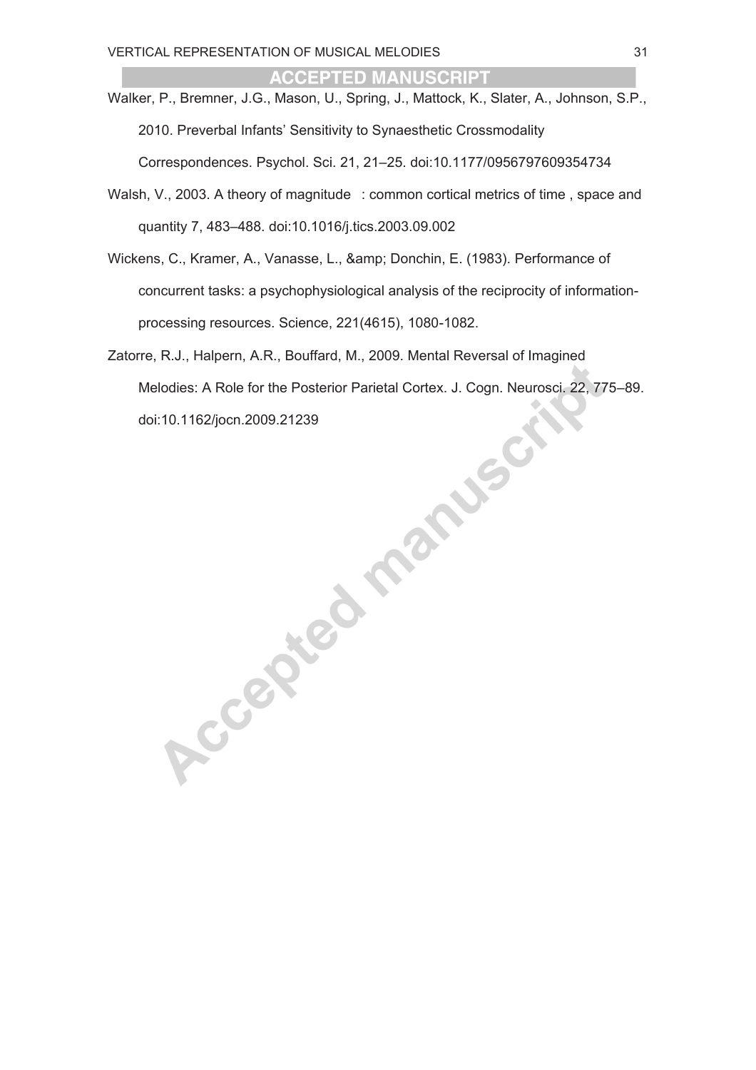Walker, P., Bremner, J.G., Mason, U., Spring, J., Mattock, K., Slater, A., Johnson, S.P., 2010. Preverbal Infants' Sensitivity to Synaesthetic Crossmodality Correspondences. Psychol. Sci. 21, 21–25. doi:10.1177/0956797609354734

Walsh, V., 2003. A theory of magnitude : common cortical metrics of time , space and quantity 7, 483–488. doi:10.1016/j.tics.2003.09.002

Wickens, C., Kramer, A., Vanasse, L., &amp; Donchin, E. (1983). Performance of concurrent tasks: a psychophysiological analysis of the reciprocity of information-processing resources. Science, 221(4615), 1080-1082.

Zatorre, R.J., Halpern, A.R., Bouffard, M., 2009. Mental Reversal of Imagined Melodies: A Role for the Posterior Parietal Cortex. J. Cogn. Neurosci. 22, 775–89. doi:10.1162/jocn.2009.21239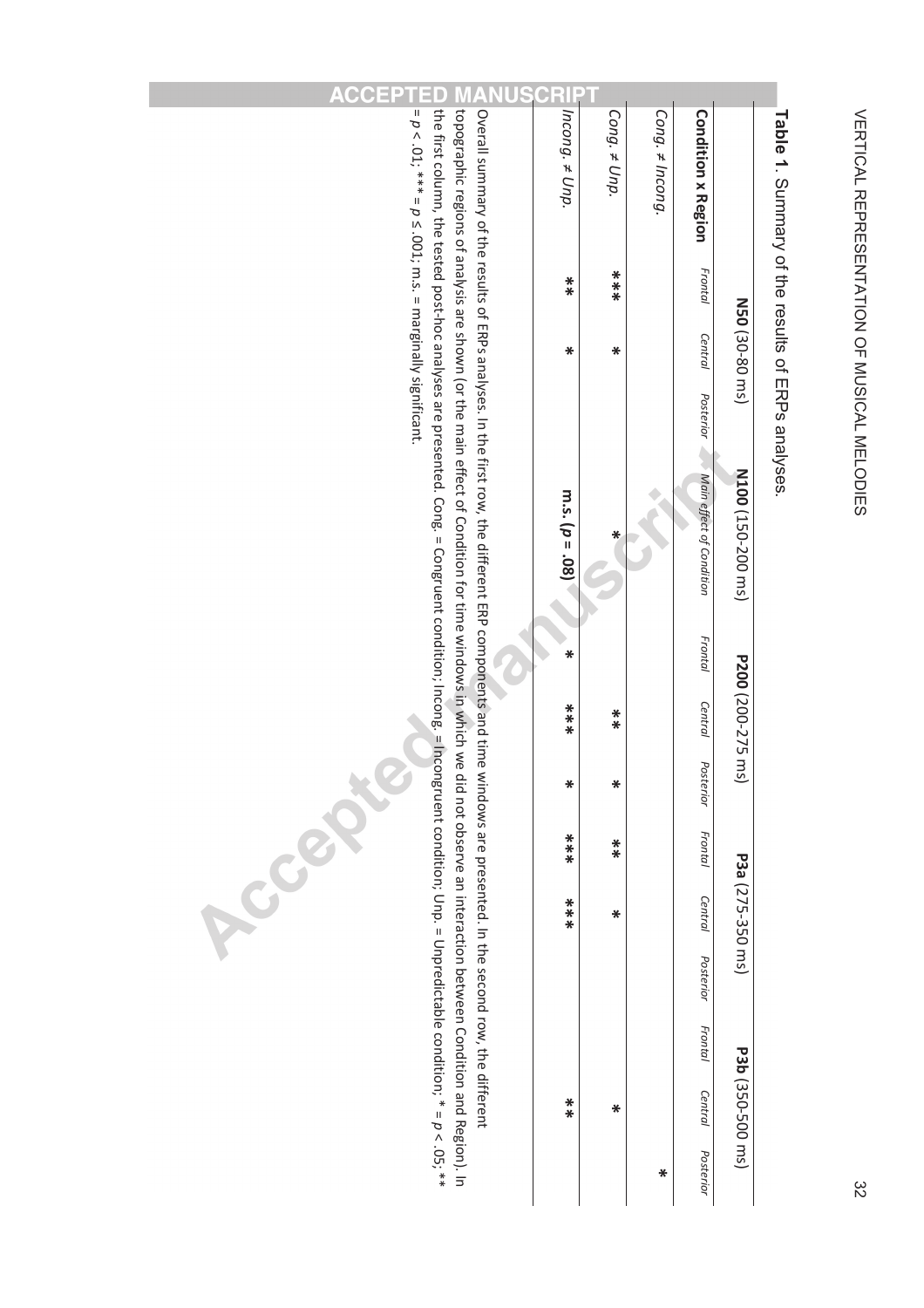**Table 1**. Summary of the results of ERPs analyses.

| | **N50** (30-80 ms) | | | **N100** (150-200 ms) | **P200** (200-275 ms) | | | **P3a** (275-350 ms) | | | **P3b** (350-500 ms) | | |
|---|---|---|---|---|---|---|---|---|---|---|---|---|---|
| **Condition x Region** | *Frontal* | *Central* | *Posterior* | *Main effect of Condition* | *Frontal* | *Central* | *Posterior* | *Frontal* | *Central* | *Posterior* | *Frontal* | *Central* | *Posterior* |
| *Cong. ≠ Incong.* | | | | | | | | | | | | | * |
| *Cong. ≠ Unp.* | *** | * | | * | | ** | * | ** | * | | | * | |
| *Incong. ≠ Unp.* | ** | * | | **m.s. ($p$ = .08)** | * | *** | * | *** | *** | | | ** | |

Overall summary of the results of ERPs analyses. In the first row, the different ERP components and time windows are presented. In the second row, the different topographic regions of analysis are shown (or the main effect of Condition for time windows in which we did not observe an interaction between Condition and Region). In the first column, the tested post-hoc analyses are presented. Cong. = Congruent condition; Incong. = Incongruent condition; Unp. = Unpredictable condition; * = $p < .05$; ** = $p < .01$; *** = $p \leq .001$; m.s. = marginally significant.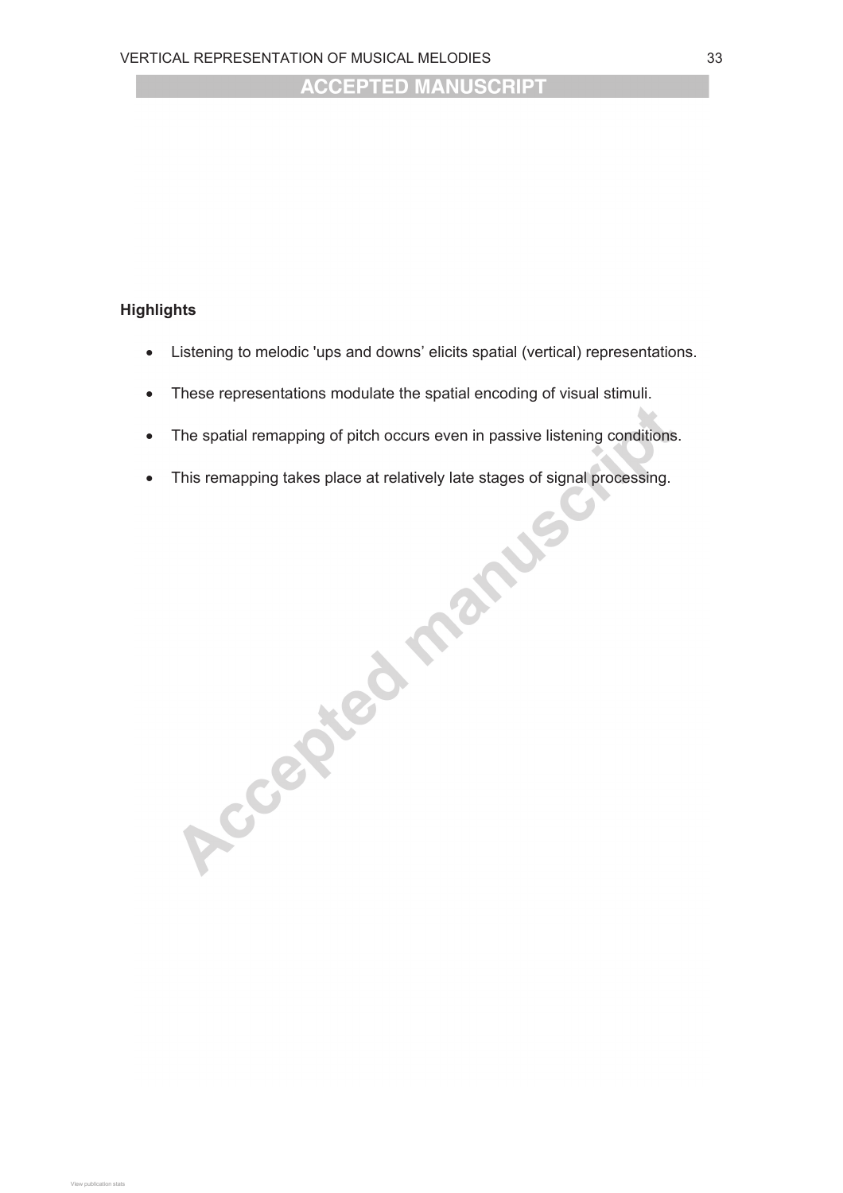**Highlights**

- Listening to melodic 'ups and downs' elicits spatial (vertical) representations.
- These representations modulate the spatial encoding of visual stimuli.
- The spatial remapping of pitch occurs even in passive listening conditions.
- This remapping takes place at relatively late stages of signal processing.